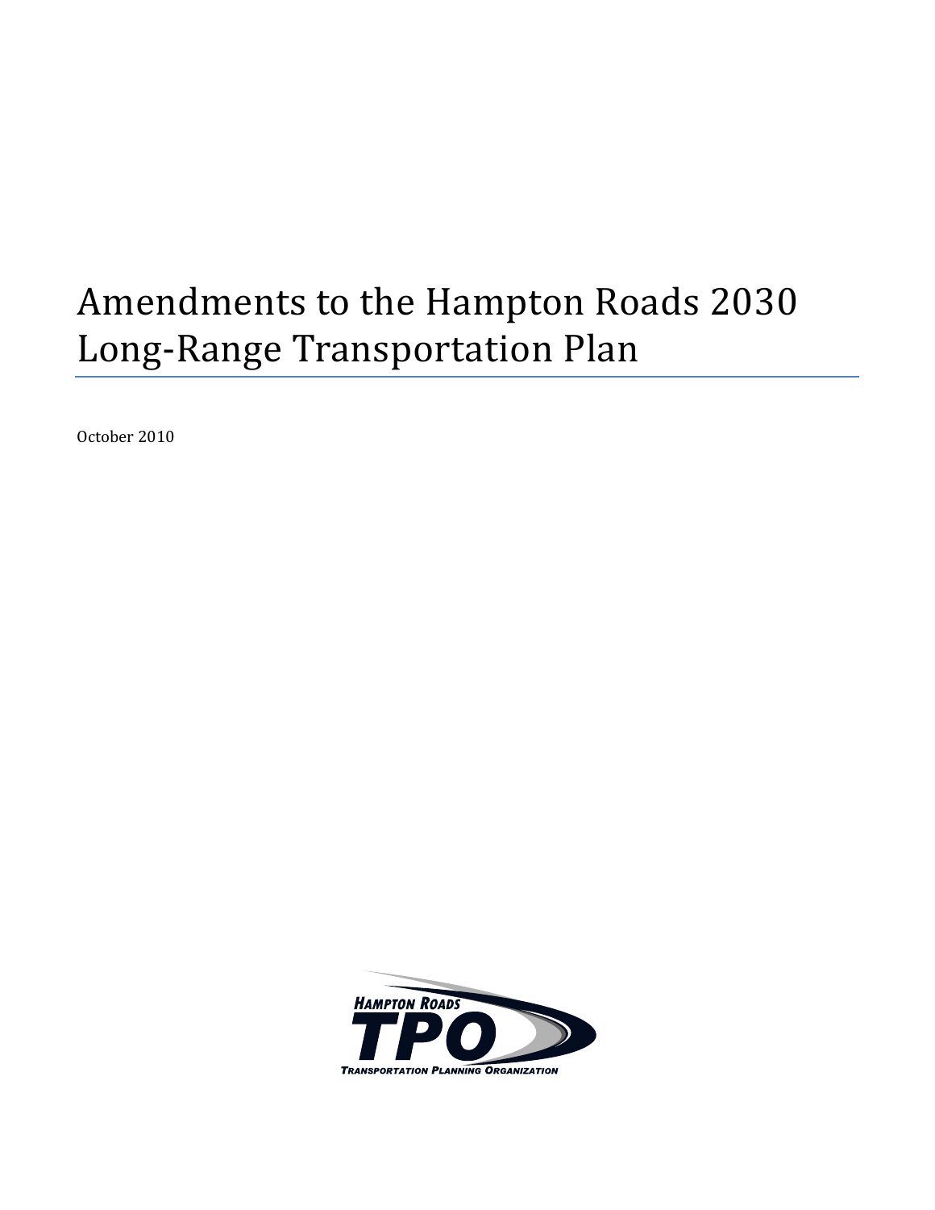# Amendments to the Hampton Roads 2030 Long-Range Transportation Plan

October 2010

HAMPTON ROADS TPO TRANSPORTATION PLANNING ORGANIZATION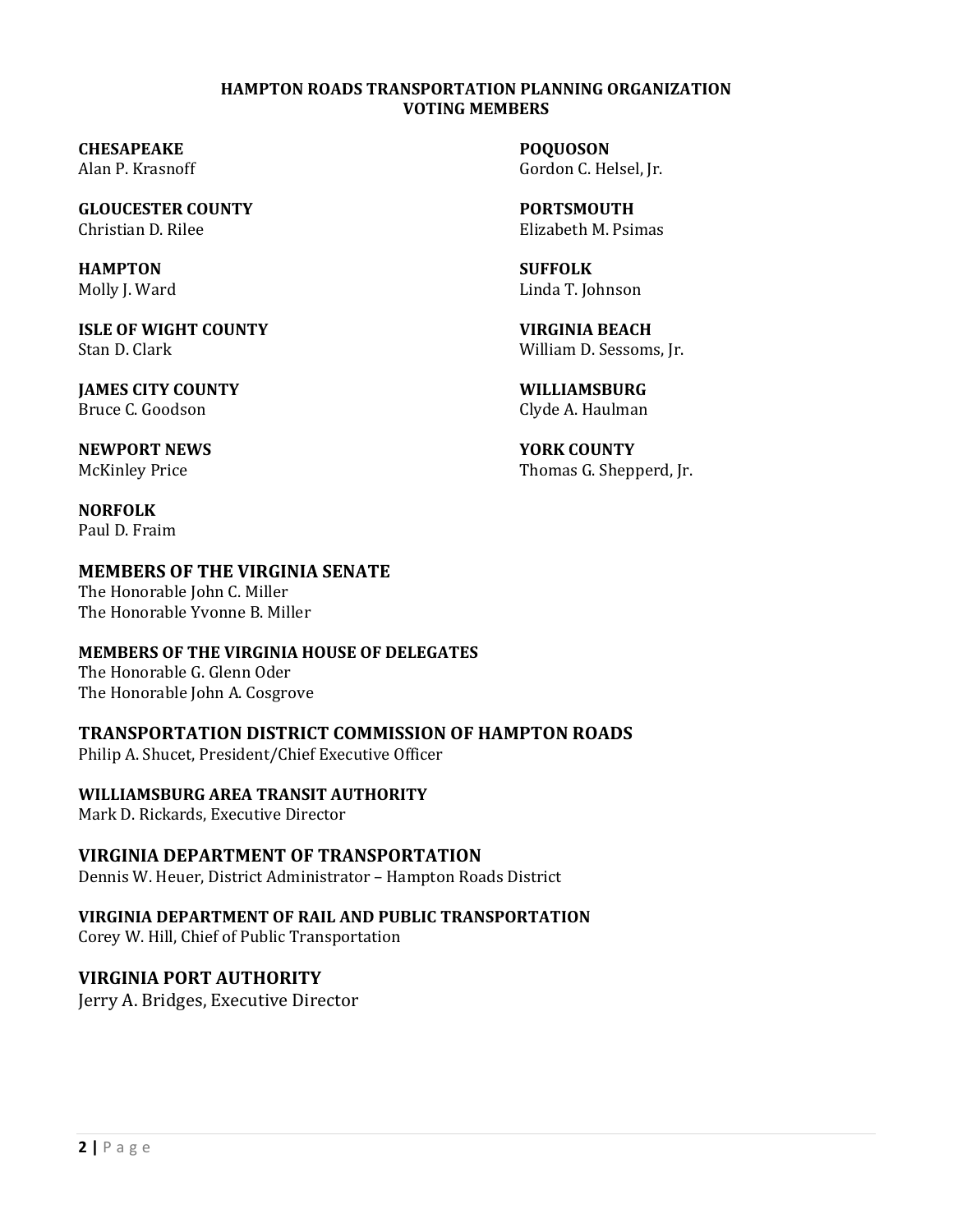# HAMPTON ROADS TRANSPORTATION PLANNING ORGANIZATION
## VOTING MEMBERS

**CHESAPEAKE**
Alan P. Krasnoff

**GLOUCESTER COUNTY**
Christian D. Rilee

**HAMPTON**
Molly J. Ward

**ISLE OF WIGHT COUNTY**
Stan D. Clark

**JAMES CITY COUNTY**
Bruce C. Goodson

**NEWPORT NEWS**
McKinley Price

**NORFOLK**
Paul D. Fraim

**POQUOSON**
Gordon C. Helsel, Jr.

**PORTSMOUTH**
Elizabeth M. Psimas

**SUFFOLK**
Linda T. Johnson

**VIRGINIA BEACH**
William D. Sessoms, Jr.

**WILLIAMSBURG**
Clyde A. Haulman

**YORK COUNTY**
Thomas G. Shepperd, Jr.

**MEMBERS OF THE VIRGINIA SENATE**
The Honorable John C. Miller
The Honorable Yvonne B. Miller

**MEMBERS OF THE VIRGINIA HOUSE OF DELEGATES**
The Honorable G. Glenn Oder
The Honorable John A. Cosgrove

**TRANSPORTATION DISTRICT COMMISSION OF HAMPTON ROADS**
Philip A. Shucet, President/Chief Executive Officer

**WILLIAMSBURG AREA TRANSIT AUTHORITY**
Mark D. Rickards, Executive Director

**VIRGINIA DEPARTMENT OF TRANSPORTATION**
Dennis W. Heuer, District Administrator – Hampton Roads District

**VIRGINIA DEPARTMENT OF RAIL AND PUBLIC TRANSPORTATION**
Corey W. Hill, Chief of Public Transportation

**VIRGINIA PORT AUTHORITY**
Jerry A. Bridges, Executive Director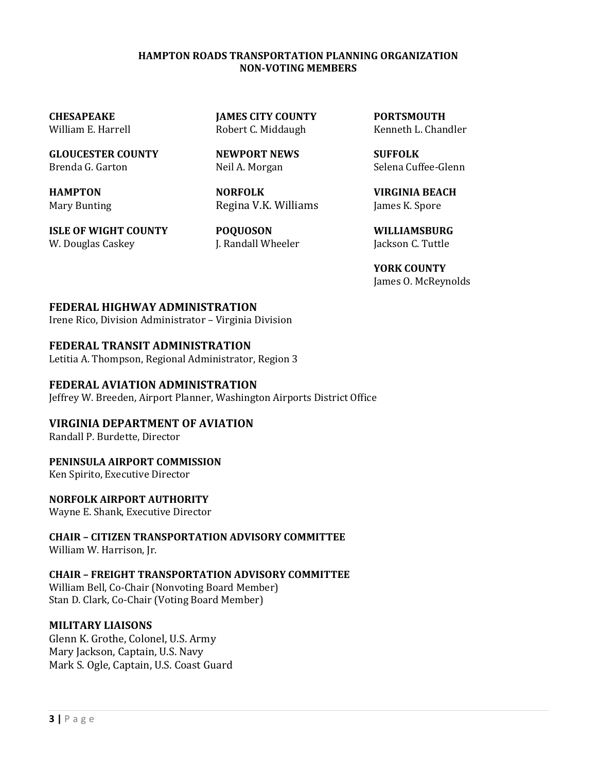# HAMPTON ROADS TRANSPORTATION PLANNING ORGANIZATION
## NON-VOTING MEMBERS

**CHESAPEAKE**
William E. Harrell

**GLOUCESTER COUNTY**
Brenda G. Garton

**HAMPTON**
Mary Bunting

**ISLE OF WIGHT COUNTY**
W. Douglas Caskey

**JAMES CITY COUNTY**
Robert C. Middaugh

**NEWPORT NEWS**
Neil A. Morgan

**NORFOLK**
Regina V.K. Williams

**POQUOSON**
J. Randall Wheeler

**PORTSMOUTH**
Kenneth L. Chandler

**SUFFOLK**
Selena Cuffee-Glenn

**VIRGINIA BEACH**
James K. Spore

**WILLIAMSBURG**
Jackson C. Tuttle

**YORK COUNTY**
James O. McReynolds

**FEDERAL HIGHWAY ADMINISTRATION**
Irene Rico, Division Administrator – Virginia Division

**FEDERAL TRANSIT ADMINISTRATION**
Letitia A. Thompson, Regional Administrator, Region 3

**FEDERAL AVIATION ADMINISTRATION**
Jeffrey W. Breeden, Airport Planner, Washington Airports District Office

**VIRGINIA DEPARTMENT OF AVIATION**
Randall P. Burdette, Director

**PENINSULA AIRPORT COMMISSION**
Ken Spirito, Executive Director

**NORFOLK AIRPORT AUTHORITY**
Wayne E. Shank, Executive Director

**CHAIR – CITIZEN TRANSPORTATION ADVISORY COMMITTEE**
William W. Harrison, Jr.

**CHAIR – FREIGHT TRANSPORTATION ADVISORY COMMITTEE**
William Bell, Co-Chair (Nonvoting Board Member)
Stan D. Clark, Co-Chair (Voting Board Member)

**MILITARY LIAISONS**
Glenn K. Grothe, Colonel, U.S. Army
Mary Jackson, Captain, U.S. Navy
Mark S. Ogle, Captain, U.S. Coast Guard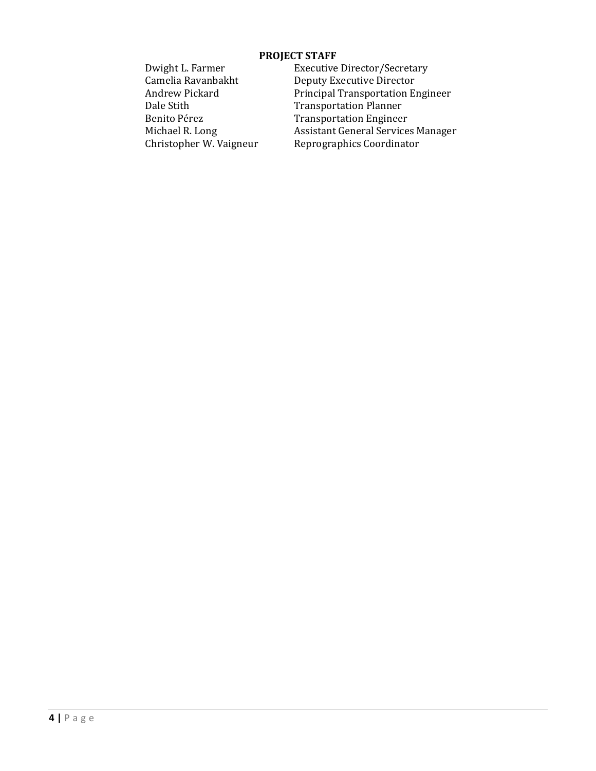## PROJECT STAFF

| | |
|---|---|
| Dwight L. Farmer | Executive Director/Secretary |
| Camelia Ravanbakht | Deputy Executive Director |
| Andrew Pickard | Principal Transportation Engineer |
| Dale Stith | Transportation Planner |
| Benito Pérez | Transportation Engineer |
| Michael R. Long | Assistant General Services Manager |
| Christopher W. Vaigneur | Reprographics Coordinator |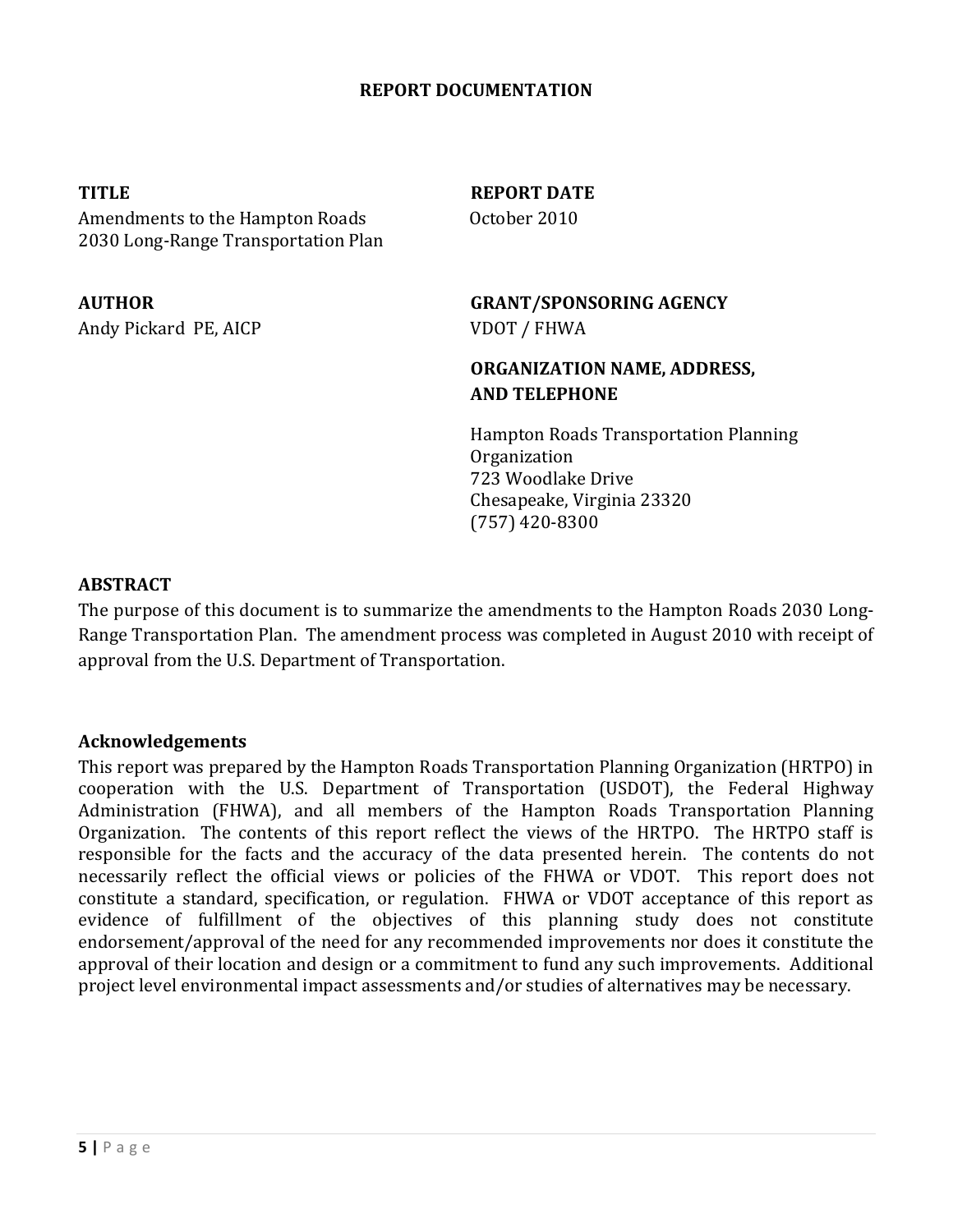# REPORT DOCUMENTATION

**TITLE**
Amendments to the Hampton Roads 2030 Long-Range Transportation Plan

**REPORT DATE**
October 2010

**AUTHOR**
Andy Pickard PE, AICP

**GRANT/SPONSORING AGENCY**
VDOT / FHWA

**ORGANIZATION NAME, ADDRESS, AND TELEPHONE**

Hampton Roads Transportation Planning Organization
723 Woodlake Drive
Chesapeake, Virginia 23320
(757) 420-8300

**ABSTRACT**

The purpose of this document is to summarize the amendments to the Hampton Roads 2030 Long-Range Transportation Plan. The amendment process was completed in August 2010 with receipt of approval from the U.S. Department of Transportation.

**Acknowledgements**

This report was prepared by the Hampton Roads Transportation Planning Organization (HRTPO) in cooperation with the U.S. Department of Transportation (USDOT), the Federal Highway Administration (FHWA), and all members of the Hampton Roads Transportation Planning Organization. The contents of this report reflect the views of the HRTPO. The HRTPO staff is responsible for the facts and the accuracy of the data presented herein. The contents do not necessarily reflect the official views or policies of the FHWA or VDOT. This report does not constitute a standard, specification, or regulation. FHWA or VDOT acceptance of this report as evidence of fulfillment of the objectives of this planning study does not constitute endorsement/approval of the need for any recommended improvements nor does it constitute the approval of their location and design or a commitment to fund any such improvements. Additional project level environmental impact assessments and/or studies of alternatives may be necessary.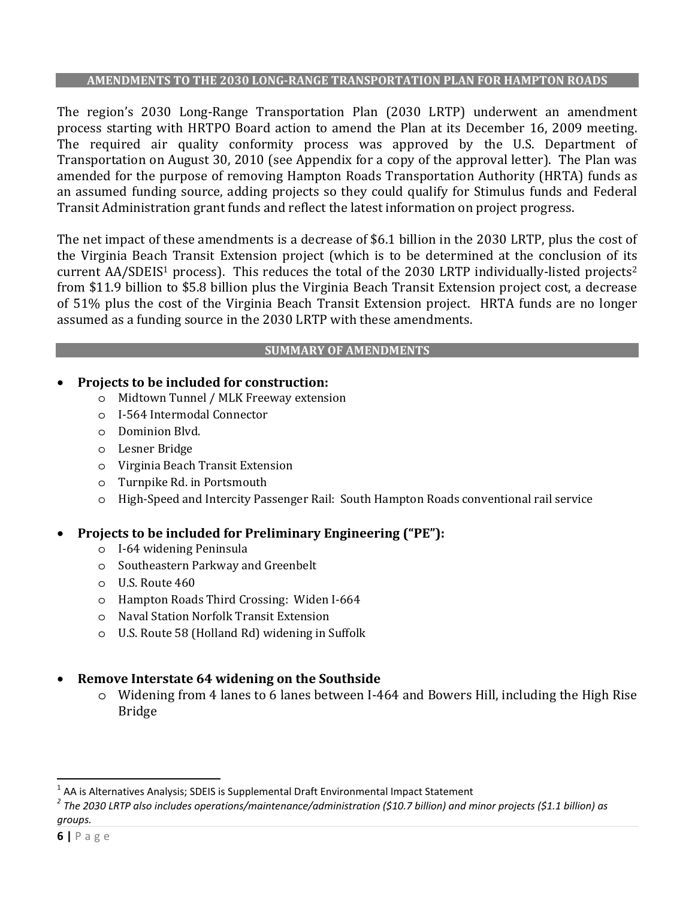## AMENDMENTS TO THE 2030 LONG-RANGE TRANSPORTATION PLAN FOR HAMPTON ROADS

The region's 2030 Long-Range Transportation Plan (2030 LRTP) underwent an amendment process starting with HRTPO Board action to amend the Plan at its December 16, 2009 meeting. The required air quality conformity process was approved by the U.S. Department of Transportation on August 30, 2010 (see Appendix for a copy of the approval letter). The Plan was amended for the purpose of removing Hampton Roads Transportation Authority (HRTA) funds as an assumed funding source, adding projects so they could qualify for Stimulus funds and Federal Transit Administration grant funds and reflect the latest information on project progress.

The net impact of these amendments is a decrease of $6.1 billion in the 2030 LRTP, plus the cost of the Virginia Beach Transit Extension project (which is to be determined at the conclusion of its current AA/SDEIS[1] process). This reduces the total of the 2030 LRTP individually-listed projects[2] from $11.9 billion to $5.8 billion plus the Virginia Beach Transit Extension project cost, a decrease of 51% plus the cost of the Virginia Beach Transit Extension project. HRTA funds are no longer assumed as a funding source in the 2030 LRTP with these amendments.

## SUMMARY OF AMENDMENTS

- **Projects to be included for construction:**
  - Midtown Tunnel / MLK Freeway extension
  - I-564 Intermodal Connector
  - Dominion Blvd.
  - Lesner Bridge
  - Virginia Beach Transit Extension
  - Turnpike Rd. in Portsmouth
  - High-Speed and Intercity Passenger Rail: South Hampton Roads conventional rail service

- **Projects to be included for Preliminary Engineering ("PE"):**
  - I-64 widening Peninsula
  - Southeastern Parkway and Greenbelt
  - U.S. Route 460
  - Hampton Roads Third Crossing: Widen I-664
  - Naval Station Norfolk Transit Extension
  - U.S. Route 58 (Holland Rd) widening in Suffolk

- **Remove Interstate 64 widening on the Southside**
  - Widening from 4 lanes to 6 lanes between I-464 and Bowers Hill, including the High Rise Bridge

---

[1] AA is Alternatives Analysis; SDEIS is Supplemental Draft Environmental Impact Statement

[2] *The 2030 LRTP also includes operations/maintenance/administration ($10.7 billion) and minor projects ($1.1 billion) as groups.*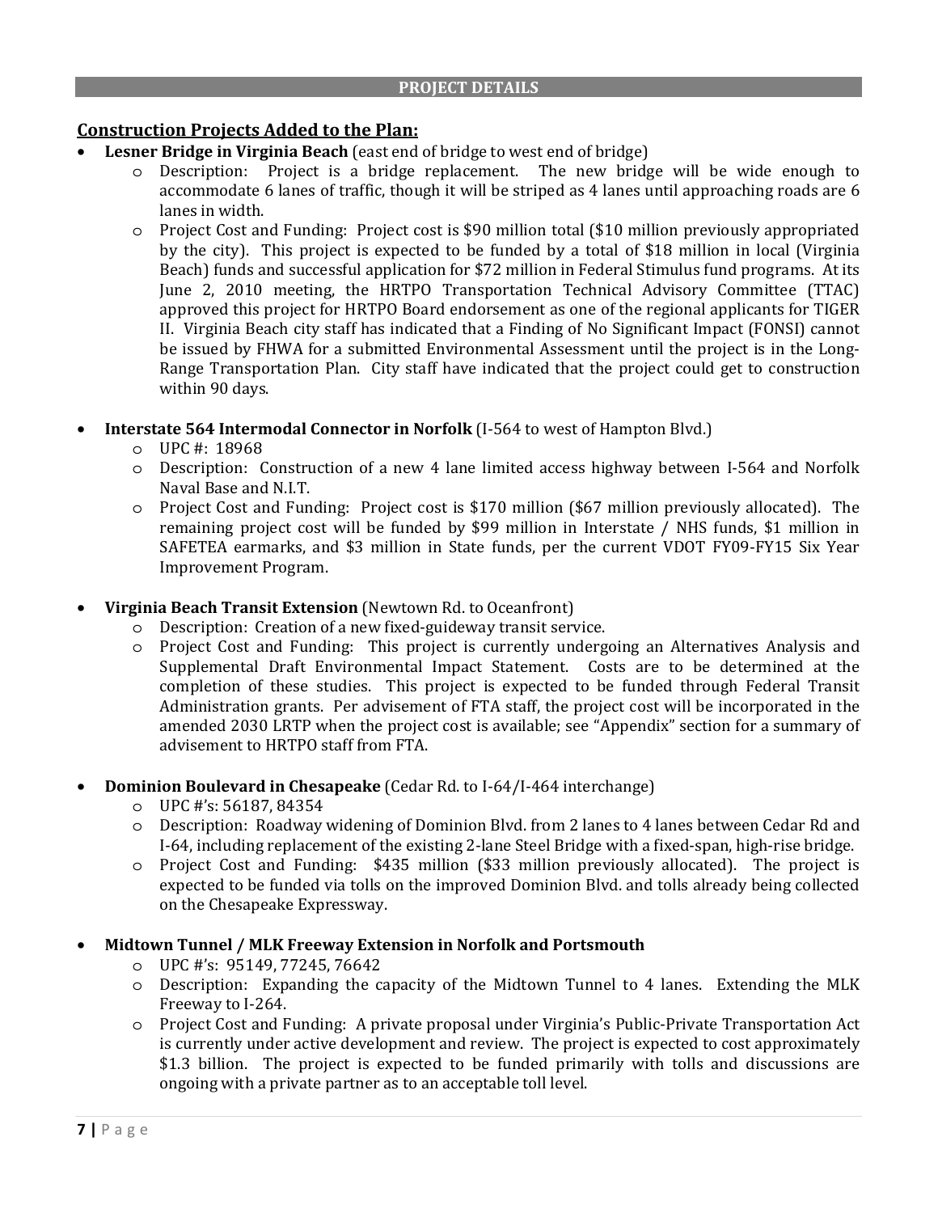## PROJECT DETAILS

### Construction Projects Added to the Plan:

- **Lesner Bridge in Virginia Beach** (east end of bridge to west end of bridge)
  - Description: Project is a bridge replacement. The new bridge will be wide enough to accommodate 6 lanes of traffic, though it will be striped as 4 lanes until approaching roads are 6 lanes in width.
  - Project Cost and Funding: Project cost is $90 million total ($10 million previously appropriated by the city). This project is expected to be funded by a total of $18 million in local (Virginia Beach) funds and successful application for $72 million in Federal Stimulus fund programs. At its June 2, 2010 meeting, the HRTPO Transportation Technical Advisory Committee (TTAC) approved this project for HRTPO Board endorsement as one of the regional applicants for TIGER II. Virginia Beach city staff has indicated that a Finding of No Significant Impact (FONSI) cannot be issued by FHWA for a submitted Environmental Assessment until the project is in the Long-Range Transportation Plan. City staff have indicated that the project could get to construction within 90 days.

- **Interstate 564 Intermodal Connector in Norfolk** (I-564 to west of Hampton Blvd.)
  - UPC #: 18968
  - Description: Construction of a new 4 lane limited access highway between I-564 and Norfolk Naval Base and N.I.T.
  - Project Cost and Funding: Project cost is $170 million ($67 million previously allocated). The remaining project cost will be funded by $99 million in Interstate / NHS funds, $1 million in SAFETEA earmarks, and $3 million in State funds, per the current VDOT FY09-FY15 Six Year Improvement Program.

- **Virginia Beach Transit Extension** (Newtown Rd. to Oceanfront)
  - Description: Creation of a new fixed-guideway transit service.
  - Project Cost and Funding: This project is currently undergoing an Alternatives Analysis and Supplemental Draft Environmental Impact Statement. Costs are to be determined at the completion of these studies. This project is expected to be funded through Federal Transit Administration grants. Per advisement of FTA staff, the project cost will be incorporated in the amended 2030 LRTP when the project cost is available; see "Appendix" section for a summary of advisement to HRTPO staff from FTA.

- **Dominion Boulevard in Chesapeake** (Cedar Rd. to I-64/I-464 interchange)
  - UPC #'s: 56187, 84354
  - Description: Roadway widening of Dominion Blvd. from 2 lanes to 4 lanes between Cedar Rd and I-64, including replacement of the existing 2-lane Steel Bridge with a fixed-span, high-rise bridge.
  - Project Cost and Funding: $435 million ($33 million previously allocated). The project is expected to be funded via tolls on the improved Dominion Blvd. and tolls already being collected on the Chesapeake Expressway.

- **Midtown Tunnel / MLK Freeway Extension in Norfolk and Portsmouth**
  - UPC #'s: 95149, 77245, 76642
  - Description: Expanding the capacity of the Midtown Tunnel to 4 lanes. Extending the MLK Freeway to I-264.
  - Project Cost and Funding: A private proposal under Virginia's Public-Private Transportation Act is currently under active development and review. The project is expected to cost approximately $1.3 billion. The project is expected to be funded primarily with tolls and discussions are ongoing with a private partner as to an acceptable toll level.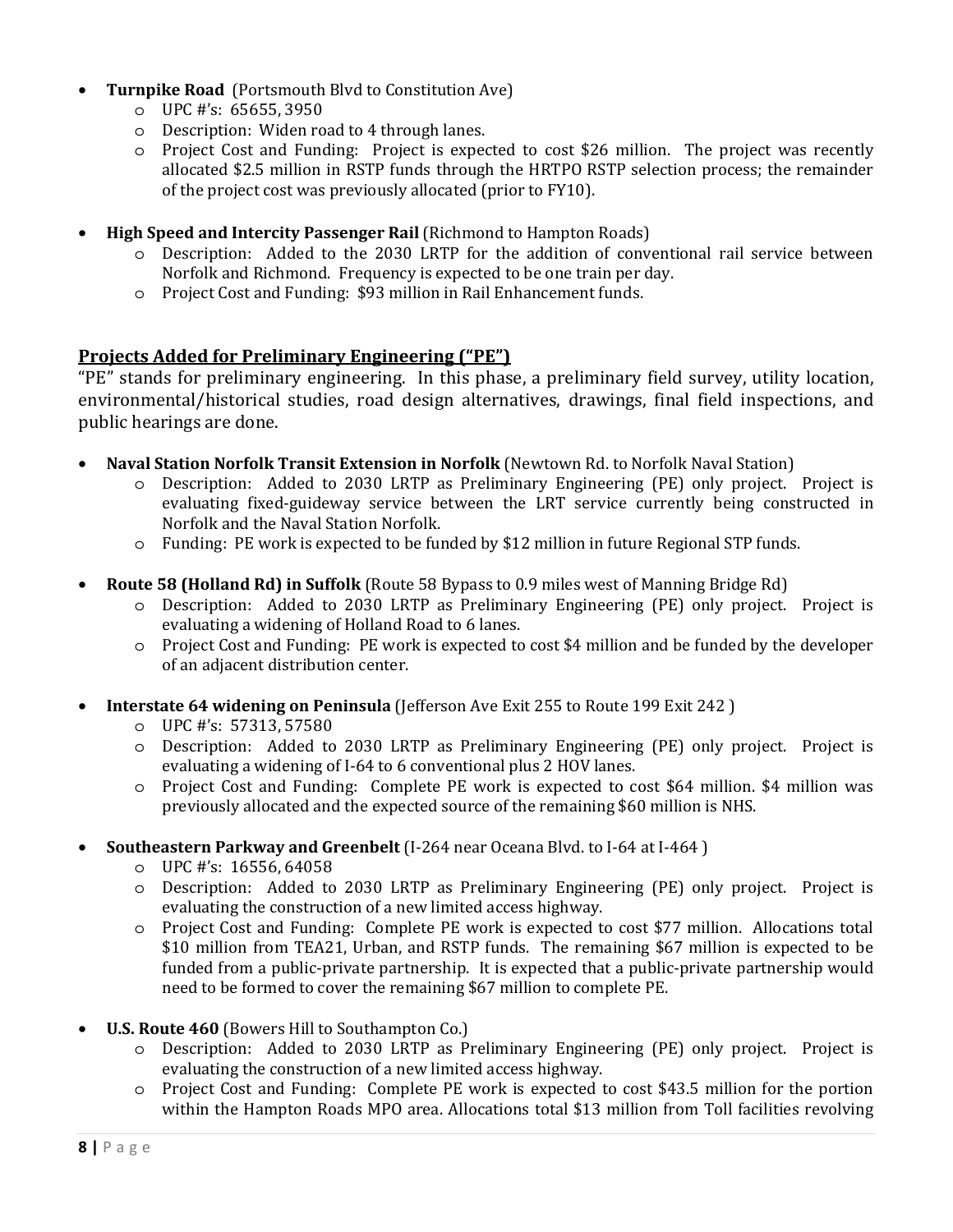- **Turnpike Road** (Portsmouth Blvd to Constitution Ave)
  - UPC #'s: 65655, 3950
  - Description: Widen road to 4 through lanes.
  - Project Cost and Funding: Project is expected to cost $26 million. The project was recently allocated $2.5 million in RSTP funds through the HRTPO RSTP selection process; the remainder of the project cost was previously allocated (prior to FY10).

- **High Speed and Intercity Passenger Rail** (Richmond to Hampton Roads)
  - Description: Added to the 2030 LRTP for the addition of conventional rail service between Norfolk and Richmond. Frequency is expected to be one train per day.
  - Project Cost and Funding: $93 million in Rail Enhancement funds.

## Projects Added for Preliminary Engineering ("PE")

"PE" stands for preliminary engineering. In this phase, a preliminary field survey, utility location, environmental/historical studies, road design alternatives, drawings, final field inspections, and public hearings are done.

- **Naval Station Norfolk Transit Extension in Norfolk** (Newtown Rd. to Norfolk Naval Station)
  - Description: Added to 2030 LRTP as Preliminary Engineering (PE) only project. Project is evaluating fixed-guideway service between the LRT service currently being constructed in Norfolk and the Naval Station Norfolk.
  - Funding: PE work is expected to be funded by $12 million in future Regional STP funds.

- **Route 58 (Holland Rd) in Suffolk** (Route 58 Bypass to 0.9 miles west of Manning Bridge Rd)
  - Description: Added to 2030 LRTP as Preliminary Engineering (PE) only project. Project is evaluating a widening of Holland Road to 6 lanes.
  - Project Cost and Funding: PE work is expected to cost $4 million and be funded by the developer of an adjacent distribution center.

- **Interstate 64 widening on Peninsula** (Jefferson Ave Exit 255 to Route 199 Exit 242 )
  - UPC #'s: 57313, 57580
  - Description: Added to 2030 LRTP as Preliminary Engineering (PE) only project. Project is evaluating a widening of I-64 to 6 conventional plus 2 HOV lanes.
  - Project Cost and Funding: Complete PE work is expected to cost $64 million. $4 million was previously allocated and the expected source of the remaining $60 million is NHS.

- **Southeastern Parkway and Greenbelt** (I-264 near Oceana Blvd. to I-64 at I-464 )
  - UPC #'s: 16556, 64058
  - Description: Added to 2030 LRTP as Preliminary Engineering (PE) only project. Project is evaluating the construction of a new limited access highway.
  - Project Cost and Funding: Complete PE work is expected to cost $77 million. Allocations total $10 million from TEA21, Urban, and RSTP funds. The remaining $67 million is expected to be funded from a public-private partnership. It is expected that a public-private partnership would need to be formed to cover the remaining $67 million to complete PE.

- **U.S. Route 460** (Bowers Hill to Southampton Co.)
  - Description: Added to 2030 LRTP as Preliminary Engineering (PE) only project. Project is evaluating the construction of a new limited access highway.
  - Project Cost and Funding: Complete PE work is expected to cost $43.5 million for the portion within the Hampton Roads MPO area. Allocations total $13 million from Toll facilities revolving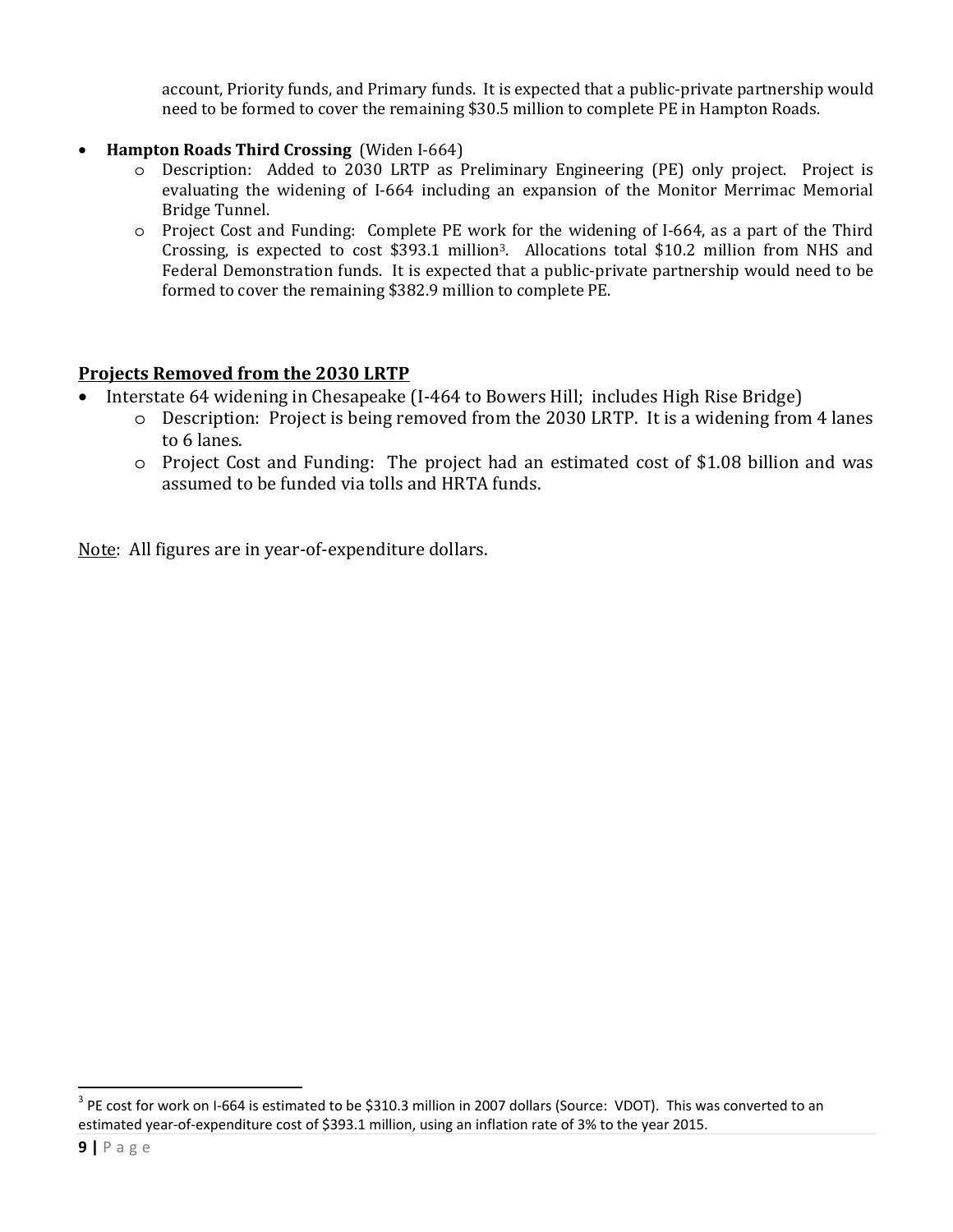- account, Priority funds, and Primary funds. It is expected that a public-private partnership would need to be formed to cover the remaining $30.5 million to complete PE in Hampton Roads.

- **Hampton Roads Third Crossing** (Widen I-664)
  - Description: Added to 2030 LRTP as Preliminary Engineering (PE) only project. Project is evaluating the widening of I-664 including an expansion of the Monitor Merrimac Memorial Bridge Tunnel.
  - Project Cost and Funding: Complete PE work for the widening of I-664, as a part of the Third Crossing, is expected to cost $393.1 million[3]. Allocations total $10.2 million from NHS and Federal Demonstration funds. It is expected that a public-private partnership would need to be formed to cover the remaining $382.9 million to complete PE.

## Projects Removed from the 2030 LRTP

- Interstate 64 widening in Chesapeake (I-464 to Bowers Hill; includes High Rise Bridge)
  - Description: Project is being removed from the 2030 LRTP. It is a widening from 4 lanes to 6 lanes.
  - Project Cost and Funding: The project had an estimated cost of $1.08 billion and was assumed to be funded via tolls and HRTA funds.

Note: All figures are in year-of-expenditure dollars.

---

[3] PE cost for work on I-664 is estimated to be $310.3 million in 2007 dollars (Source: VDOT). This was converted to an estimated year-of-expenditure cost of $393.1 million, using an inflation rate of 3% to the year 2015.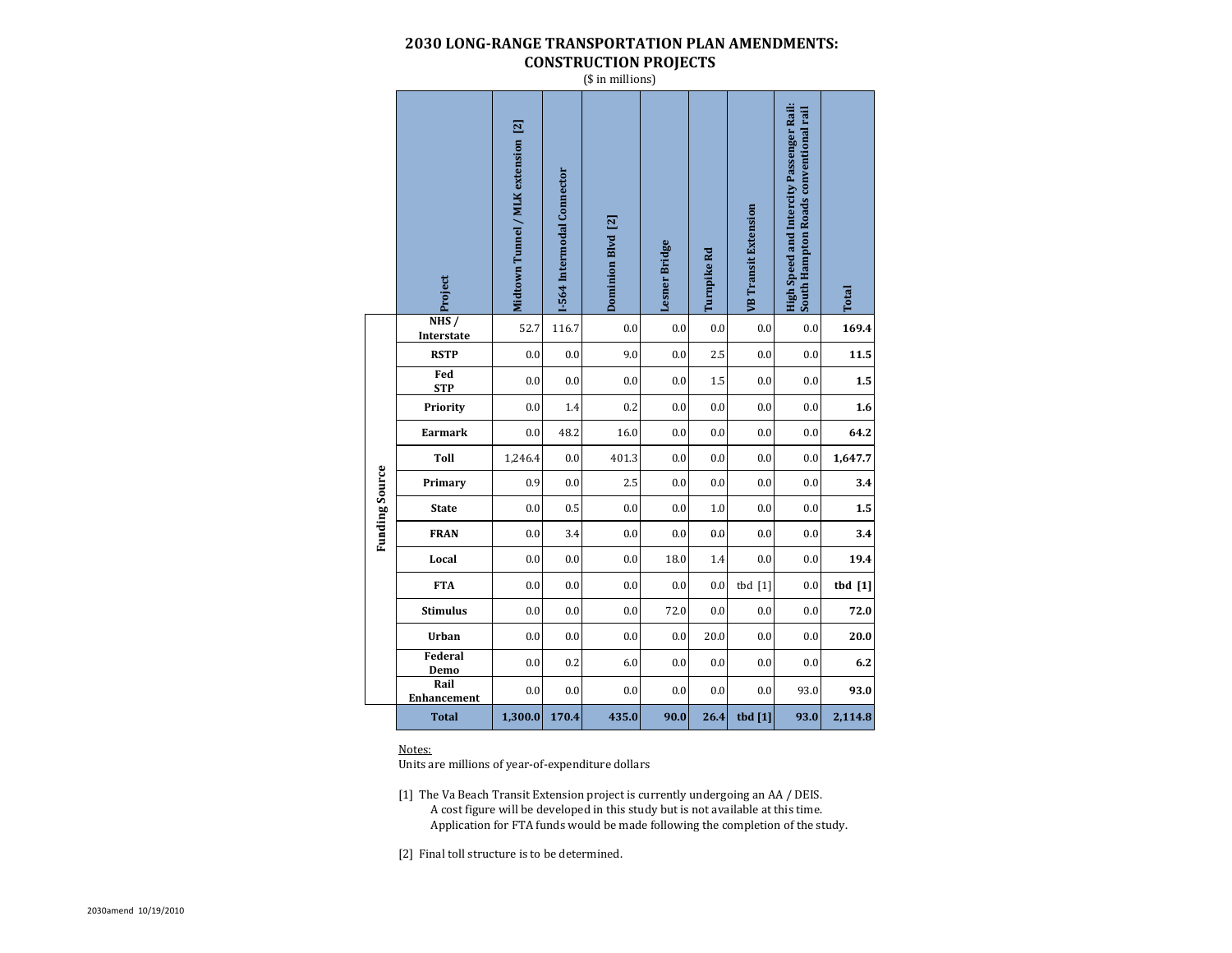# 2030 LONG-RANGE TRANSPORTATION PLAN AMENDMENTS: CONSTRUCTION PROJECTS

($ in millions)

| Funding Source | Project | Midtown Tunnel / MLK extension [2] | I-564 Intermodal Connector | Dominion Blvd [2] | Lesner Bridge | Turnpike Rd | VB Transit Extension | High Speed and Intercity Passenger Rail: South Hampton Roads conventional rail | Total |
|---|---|---|---|---|---|---|---|---|---|
| Funding Source | NHS / Interstate | 52.7 | 116.7 | 0.0 | 0.0 | 0.0 | 0.0 | 0.0 | **169.4** |
| | RSTP | 0.0 | 0.0 | 9.0 | 0.0 | 2.5 | 0.0 | 0.0 | **11.5** |
| | Fed STP | 0.0 | 0.0 | 0.0 | 0.0 | 1.5 | 0.0 | 0.0 | **1.5** |
| | Priority | 0.0 | 1.4 | 0.2 | 0.0 | 0.0 | 0.0 | 0.0 | **1.6** |
| | Earmark | 0.0 | 48.2 | 16.0 | 0.0 | 0.0 | 0.0 | 0.0 | **64.2** |
| | Toll | 1,246.4 | 0.0 | 401.3 | 0.0 | 0.0 | 0.0 | 0.0 | **1,647.7** |
| | Primary | 0.9 | 0.0 | 2.5 | 0.0 | 0.0 | 0.0 | 0.0 | **3.4** |
| | State | 0.0 | 0.5 | 0.0 | 0.0 | 1.0 | 0.0 | 0.0 | **1.5** |
| | FRAN | 0.0 | 3.4 | 0.0 | 0.0 | 0.0 | 0.0 | 0.0 | **3.4** |
| | Local | 0.0 | 0.0 | 0.0 | 18.0 | 1.4 | 0.0 | 0.0 | **19.4** |
| | FTA | 0.0 | 0.0 | 0.0 | 0.0 | 0.0 | tbd [1] | 0.0 | **tbd [1]** |
| | Stimulus | 0.0 | 0.0 | 0.0 | 72.0 | 0.0 | 0.0 | 0.0 | **72.0** |
| | Urban | 0.0 | 0.0 | 0.0 | 0.0 | 20.0 | 0.0 | 0.0 | **20.0** |
| | Federal Demo | 0.0 | 0.2 | 6.0 | 0.0 | 0.0 | 0.0 | 0.0 | **6.2** |
| | Rail Enhancement | 0.0 | 0.0 | 0.0 | 0.0 | 0.0 | 0.0 | 93.0 | **93.0** |
| | **Total** | **1,300.0** | **170.4** | **435.0** | **90.0** | **26.4** | **tbd [1]** | **93.0** | **2,114.8** |

Notes:

Units are millions of year-of-expenditure dollars

[1] The Va Beach Transit Extension project is currently undergoing an AA / DEIS. A cost figure will be developed in this study but is not available at this time. Application for FTA funds would be made following the completion of the study.

[2] Final toll structure is to be determined.

2030amend 10/19/2010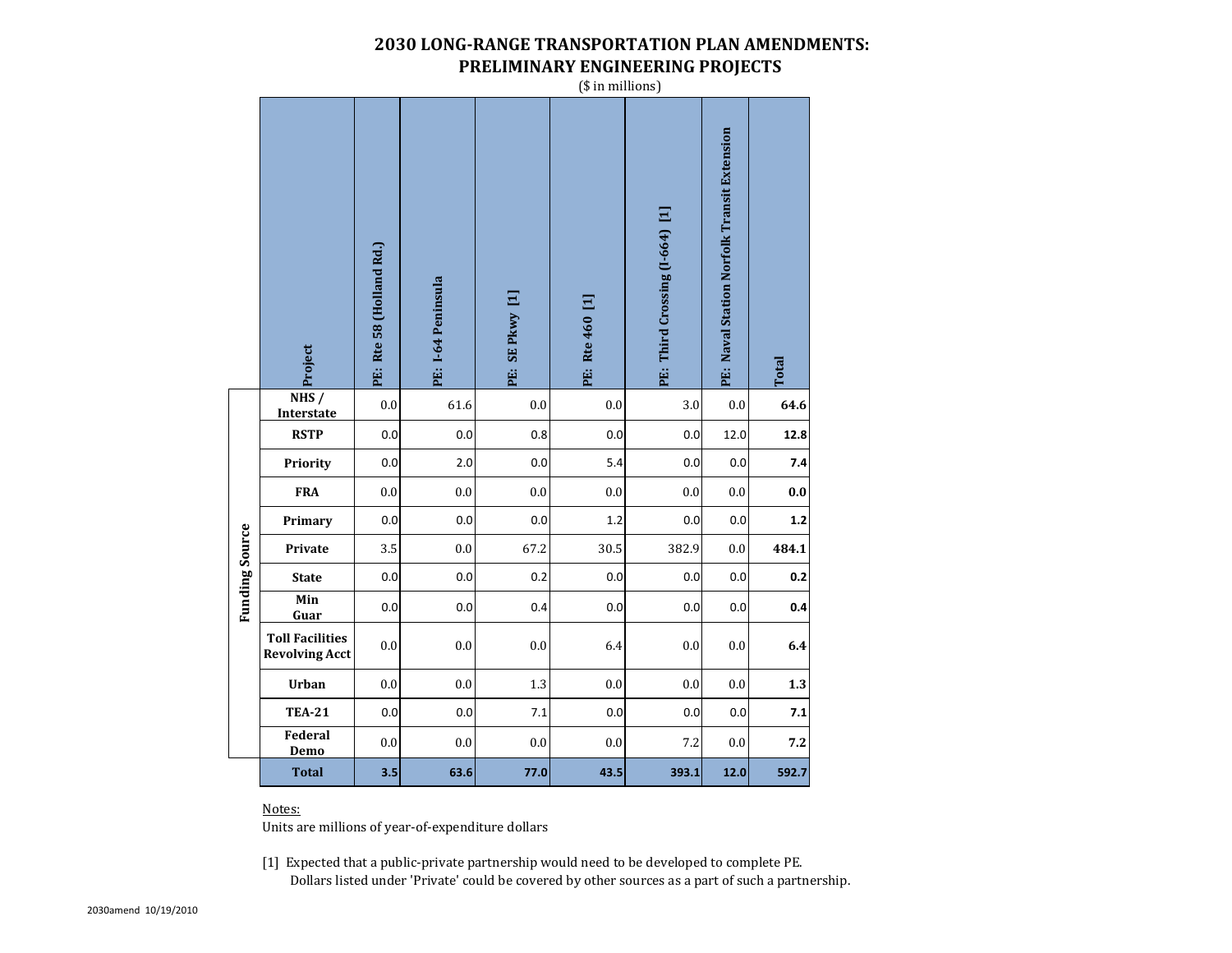# 2030 LONG-RANGE TRANSPORTATION PLAN AMENDMENTS: PRELIMINARY ENGINEERING PROJECTS

($ in millions)

| Funding Source / Project | PE: Rte 58 (Holland Rd.) | PE: I-64 Peninsula | PE: SE Pkwy [1] | PE: Rte 460 [1] | PE: Third Crossing (I-664) [1] | PE: Naval Station Norfolk Transit Extension | Total |
|---|---|---|---|---|---|---|---|
| **NHS / Interstate** | 0.0 | 61.6 | 0.0 | 0.0 | 3.0 | 0.0 | **64.6** |
| **RSTP** | 0.0 | 0.0 | 0.8 | 0.0 | 0.0 | 12.0 | **12.8** |
| **Priority** | 0.0 | 2.0 | 0.0 | 5.4 | 0.0 | 0.0 | **7.4** |
| **FRA** | 0.0 | 0.0 | 0.0 | 0.0 | 0.0 | 0.0 | **0.0** |
| **Primary** | 0.0 | 0.0 | 0.0 | 1.2 | 0.0 | 0.0 | **1.2** |
| **Private** | 3.5 | 0.0 | 67.2 | 30.5 | 382.9 | 0.0 | **484.1** |
| **State** | 0.0 | 0.0 | 0.2 | 0.0 | 0.0 | 0.0 | **0.2** |
| **Min Guar** | 0.0 | 0.0 | 0.4 | 0.0 | 0.0 | 0.0 | **0.4** |
| **Toll Facilities Revolving Acct** | 0.0 | 0.0 | 0.0 | 6.4 | 0.0 | 0.0 | **6.4** |
| **Urban** | 0.0 | 0.0 | 1.3 | 0.0 | 0.0 | 0.0 | **1.3** |
| **TEA-21** | 0.0 | 0.0 | 7.1 | 0.0 | 0.0 | 0.0 | **7.1** |
| **Federal Demo** | 0.0 | 0.0 | 0.0 | 0.0 | 7.2 | 0.0 | **7.2** |
| **Total** | **3.5** | **63.6** | **77.0** | **43.5** | **393.1** | **12.0** | **592.7** |

Notes:

Units are millions of year-of-expenditure dollars

[1] Expected that a public-private partnership would need to be developed to complete PE. Dollars listed under 'Private' could be covered by other sources as a part of such a partnership.

2030amend 10/19/2010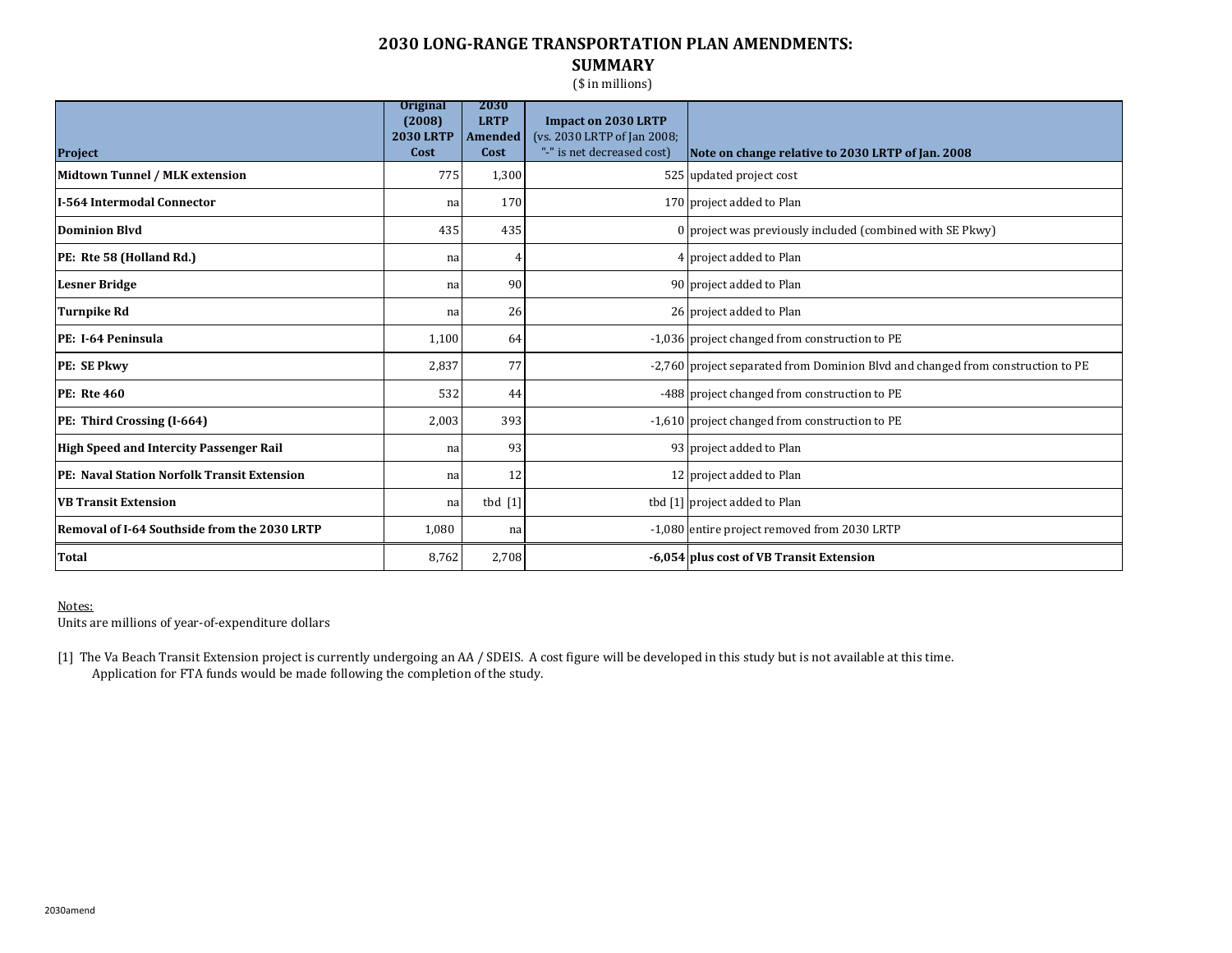# 2030 LONG-RANGE TRANSPORTATION PLAN AMENDMENTS:
## SUMMARY
($ in millions)

| Project | Original (2008) 2030 LRTP Cost | 2030 LRTP Amended Cost | Impact on 2030 LRTP (vs. 2030 LRTP of Jan 2008; "-" is net decreased cost) | Note on change relative to 2030 LRTP of Jan. 2008 |
|---|---|---|---|---|
| **Midtown Tunnel / MLK extension** | 775 | 1,300 | 525 | updated project cost |
| **I-564 Intermodal Connector** | na | 170 | 170 | project added to Plan |
| **Dominion Blvd** | 435 | 435 | 0 | project was previously included (combined with SE Pkwy) |
| **PE: Rte 58 (Holland Rd.)** | na | 4 | 4 | project added to Plan |
| **Lesner Bridge** | na | 90 | 90 | project added to Plan |
| **Turnpike Rd** | na | 26 | 26 | project added to Plan |
| **PE: I-64 Peninsula** | 1,100 | 64 | -1,036 | project changed from construction to PE |
| **PE: SE Pkwy** | 2,837 | 77 | -2,760 | project separated from Dominion Blvd and changed from construction to PE |
| **PE: Rte 460** | 532 | 44 | -488 | project changed from construction to PE |
| **PE: Third Crossing (I-664)** | 2,003 | 393 | -1,610 | project changed from construction to PE |
| **High Speed and Intercity Passenger Rail** | na | 93 | 93 | project added to Plan |
| **PE: Naval Station Norfolk Transit Extension** | na | 12 | 12 | project added to Plan |
| **VB Transit Extension** | na | tbd [1] | tbd [1] | project added to Plan |
| **Removal of I-64 Southside from the 2030 LRTP** | 1,080 | na | -1,080 | entire project removed from 2030 LRTP |
| **Total** | 8,762 | 2,708 | **-6,054** | **plus cost of VB Transit Extension** |

Notes:

Units are millions of year-of-expenditure dollars

[1] The Va Beach Transit Extension project is currently undergoing an AA / SDEIS. A cost figure will be developed in this study but is not available at this time. Application for FTA funds would be made following the completion of the study.

2030amend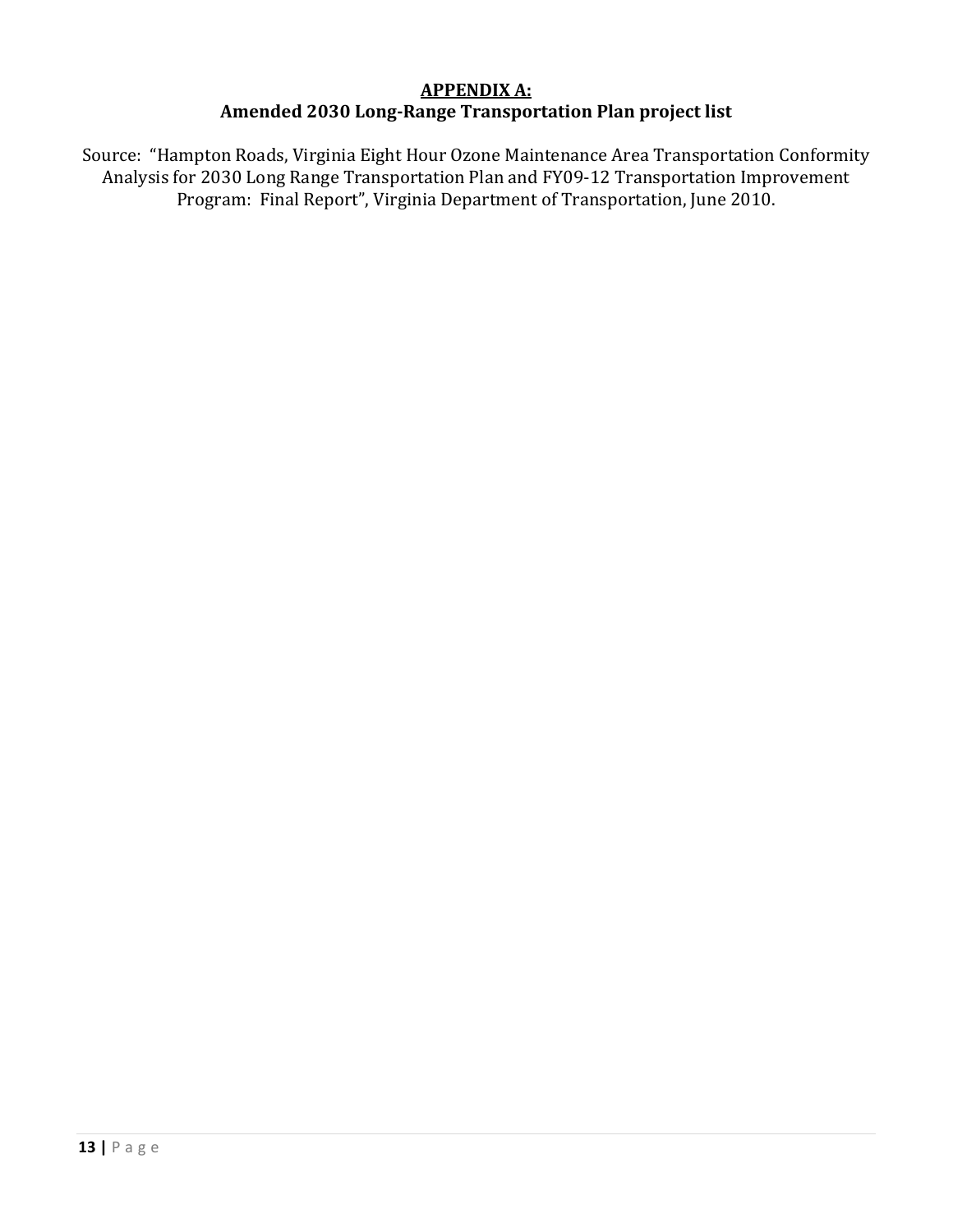# APPENDIX A:

## Amended 2030 Long-Range Transportation Plan project list

Source: "Hampton Roads, Virginia Eight Hour Ozone Maintenance Area Transportation Conformity Analysis for 2030 Long Range Transportation Plan and FY09-12 Transportation Improvement Program: Final Report", Virginia Department of Transportation, June 2010.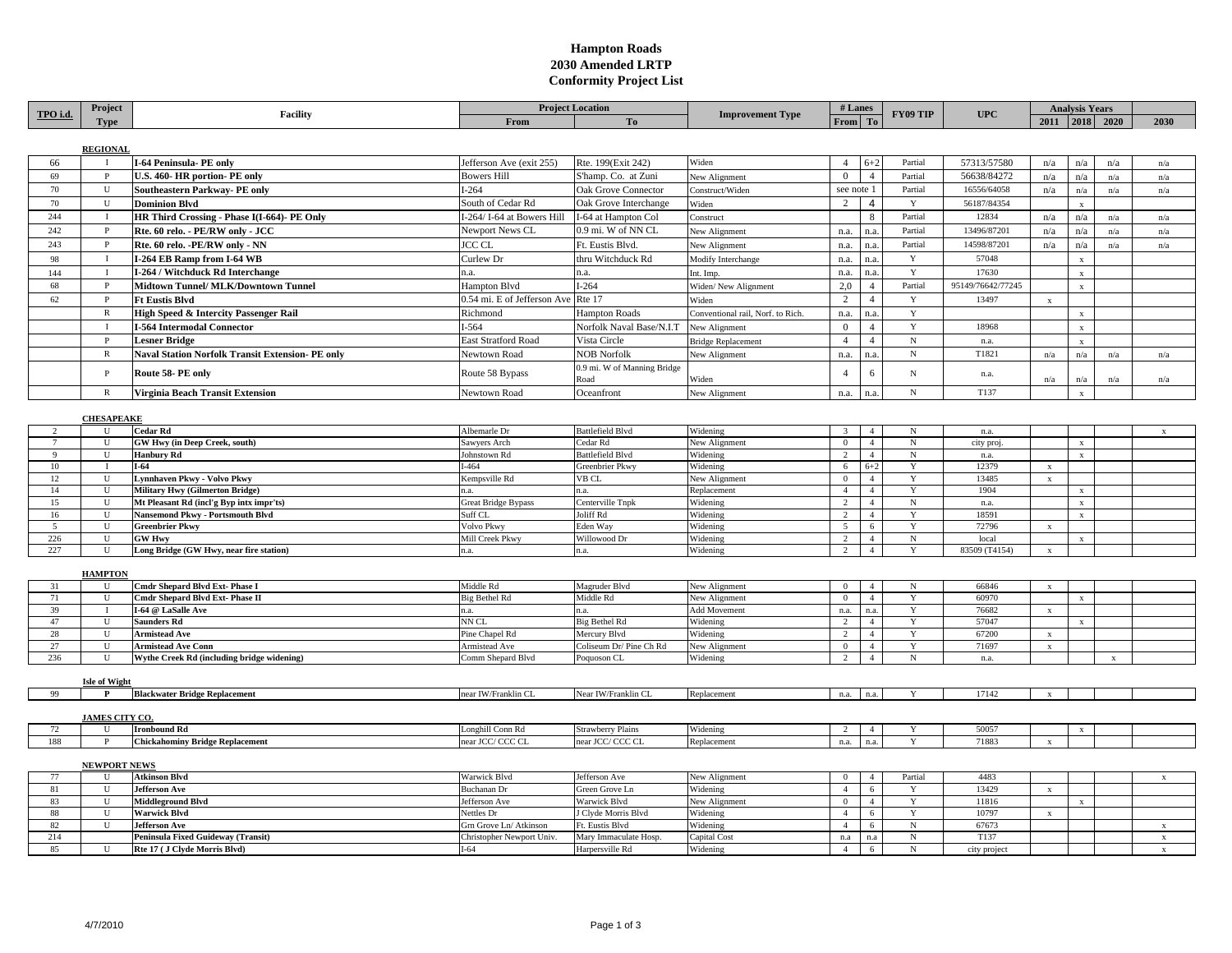# Hampton Roads
## 2030 Amended LRTP
## Conformity Project List

| TPO i.d. | Project Type | Facility | Project Location | | Improvement Type | # Lanes | | FY09 TIP | UPC | Analysis Years | | | |
|---|---|---|---|---|---|---|---|---|---|---|---|---|---|
| | | | From | To | | From | To | | | 2011 | 2018 | 2020 | 2030 |
| | **REGIONAL** | | | | | | | | | | | | |
| 66 | I | **I-64 Peninsula- PE only** | Jefferson Ave (exit 255) | Rte. 199(Exit 242) | Widen | 4 | 6+2 | Partial | 57313/57580 | n/a | n/a | n/a | n/a |
| 69 | P | **U.S. 460- HR portion- PE only** | Bowers Hill | S'hamp. Co. at Zuni | New Alignment | 0 | 4 | Partial | 56638/84272 | n/a | n/a | n/a | n/a |
| 70 | U | **Southeastern Parkway- PE only** | I-264 | Oak Grove Connector | Construct/Widen | see note 1 | | Partial | 16556/64058 | n/a | n/a | n/a | n/a |
| 70 | U | **Dominion Blvd** | South of Cedar Rd | Oak Grove Interchange | Widen | 2 | 4 | Y | 56187/84354 | | x | | |
| 244 | I | **HR Third Crossing - Phase I(I-664)- PE Only** | I-264/ I-64 at Bowers Hill | I-64 at Hampton Col | Construct | | 8 | Partial | 12834 | n/a | n/a | n/a | n/a |
| 242 | P | **Rte. 60 relo. - PE/RW only - JCC** | Newport News CL | 0.9 mi. W of NN CL | New Alignment | n.a. | n.a. | Partial | 13496/87201 | n/a | n/a | n/a | n/a |
| 243 | P | **Rte. 60 relo. -PE/RW only - NN** | JCC CL | Ft. Eustis Blvd. | New Alignment | n.a. | n.a. | Partial | 14598/87201 | n/a | n/a | n/a | n/a |
| 98 | I | **I-264 EB Ramp from I-64 WB** | Curlew Dr | thru Witchduck Rd | Modify Interchange | n.a. | n.a. | Y | 57048 | | x | | |
| 144 | I | **I-264 / Witchduck Rd Interchange** | n.a. | n.a. | Int. Imp. | n.a. | n.a. | Y | 17630 | | x | | |
| 68 | P | **Midtown Tunnel/ MLK/Downtown Tunnel** | Hampton Blvd | I-264 | Widen/ New Alignment | 2,0 | 4 | Partial | 95149/76642/77245 | | x | | |
| 62 | P | **Ft Eustis Blvd** | 0.54 mi. E of Jefferson Ave | Rte 17 | Widen | 2 | 4 | Y | 13497 | x | | | |
| | R | **High Speed & Intercity Passenger Rail** | Richmond | Hampton Roads | Conventional rail, Norf. to Rich. | n.a. | n.a. | Y | | | x | | |
| | I | **I-564 Intermodal Connector** | I-564 | Norfolk Naval Base/N.I.T | New Alignment | 0 | 4 | Y | 18968 | | x | | |
| | P | **Lesner Bridge** | East Stratford Road | Vista Circle | Bridge Replacement | 4 | 4 | N | n.a. | | x | | |
| | R | **Naval Station Norfolk Transit Extension- PE only** | Newtown Road | NOB Norfolk | New Alignment | n.a. | n.a. | N | T1821 | n/a | n/a | n/a | n/a |
| | P | **Route 58- PE only** | Route 58 Bypass | 0.9 mi. W of Manning Bridge Road | Widen | 4 | 6 | N | n.a. | n/a | n/a | n/a | n/a |
| | R | **Virginia Beach Transit Extension** | Newtown Road | Oceanfront | New Alignment | n.a. | n.a. | N | T137 | | x | | |
| | **CHESAPEAKE** | | | | | | | | | | | | |
| 2 | U | **Cedar Rd** | Albemarle Dr | Battlefield Blvd | Widening | 3 | 4 | N | n.a. | | | | x |
| 7 | U | **GW Hwy (in Deep Creek, south)** | Sawyers Arch | Cedar Rd | New Alignment | 0 | 4 | N | city proj. | | x | | |
| 9 | U | **Hanbury Rd** | Johnstown Rd | Battlefield Blvd | Widening | 2 | 4 | N | n.a. | | x | | |
| 10 | I | **I-64** | I-464 | Greenbrier Pkwy | Widening | 6 | 6+2 | Y | 12379 | x | | | |
| 12 | U | **Lynnhaven Pkwy - Volvo Pkwy** | Kempsville Rd | VB CL | New Alignment | 0 | 4 | Y | 13485 | x | | | |
| 14 | U | **Military Hwy (Gilmerton Bridge)** | n.a. | n.a. | Replacement | 4 | 4 | Y | 1904 | | x | | |
| 15 | U | **Mt Pleasant Rd (incl'g Byp intx impr'ts)** | Great Bridge Bypass | Centerville Tnpk | Widening | 2 | 4 | N | n.a. | | x | | |
| 16 | U | **Nansemond Pkwy - Portsmouth Blvd** | Suff CL | Joliff Rd | Widening | 2 | 4 | Y | 18591 | | x | | |
| 5 | U | **Greenbrier Pkwy** | Volvo Pkwy | Eden Way | Widening | 5 | 6 | Y | 72796 | x | | | |
| 226 | U | **GW Hwy** | Mill Creek Pkwy | Willowood Dr | Widening | 2 | 4 | N | local | | x | | |
| 227 | U | **Long Bridge (GW Hwy, near fire station)** | n.a. | n.a. | Widening | 2 | 4 | Y | 83509 (T4154) | x | | | |
| | **HAMPTON** | | | | | | | | | | | | |
| 31 | U | **Cmdr Shepard Blvd Ext- Phase I** | Middle Rd | Magruder Blvd | New Alignment | 0 | 4 | N | 66846 | x | | | |
| 71 | U | **Cmdr Shepard Blvd Ext- Phase II** | Big Bethel Rd | Middle Rd | New Alignment | 0 | 4 | Y | 60970 | | x | | |
| 39 | I | **I-64 @ LaSalle Ave** | n.a. | n.a. | Add Movement | n.a. | n.a. | Y | 76682 | x | | | |
| 47 | U | **Saunders Rd** | NN CL | Big Bethel Rd | Widening | 2 | 4 | Y | 57047 | | x | | |
| 28 | U | **Armistead Ave** | Pine Chapel Rd | Mercury Blvd | Widening | 2 | 4 | Y | 67200 | x | | | |
| 27 | U | **Armistead Ave Conn** | Armistead Ave | Coliseum Dr/ Pine Ch Rd | New Alignment | 0 | 4 | Y | 71697 | x | | | |
| 236 | U | **Wythe Creek Rd (including bridge widening)** | Comm Shepard Blvd | Poquoson CL | Widening | 2 | 4 | N | n.a. | | | x | |
| | **Isle of Wight** | | | | | | | | | | | | |
| 99 | **P** | **Blackwater Bridge Replacement** | near IW/Franklin CL | Near IW/Franklin CL | Replacement | n.a. | n.a. | Y | 17142 | x | | | |
| | **JAMES CITY CO.** | | | | | | | | | | | | |
| 72 | U | **Ironbound Rd** | Longhill Conn Rd | Strawberry Plains | Widening | 2 | 4 | Y | 50057 | | x | | |
| 188 | P | **Chickahominy Bridge Replacement** | near JCC/ CCC CL | near JCC/ CCC CL | Replacement | n.a. | n.a. | Y | 71883 | x | | | |
| | **NEWPORT NEWS** | | | | | | | | | | | | |
| 77 | U | **Atkinson Blvd** | Warwick Blvd | Jefferson Ave | New Alignment | 0 | 4 | Partial | 4483 | | | | x |
| 81 | U | **Jefferson Ave** | Buchanan Dr | Green Grove Ln | Widening | 4 | 6 | Y | 13429 | x | | | |
| 83 | U | **Middleground Blvd** | Jefferson Ave | Warwick Blvd | New Alignment | 0 | 4 | Y | 11816 | | x | | |
| 88 | U | **Warwick Blvd** | Nettles Dr | J Clyde Morris Blvd | Widening | 4 | 6 | Y | 10797 | x | | | |
| 82 | U | **Jefferson Ave** | Grn Grove Ln/ Atkinson | Ft. Eustis Blvd | Widening | 4 | 6 | N | 67673 | | | | x |
| 214 | | **Peninsula Fixed Guideway (Transit)** | Christopher Newport Univ. | Mary Immaculate Hosp. | Capital Cost | n.a | n.a | N | T137 | | | | x |
| 85 | U | **Rte 17 ( J Clyde Morris Blvd)** | I-64 | Harpersville Rd | Widening | 4 | 6 | N | city project | | | | x |

4/7/2010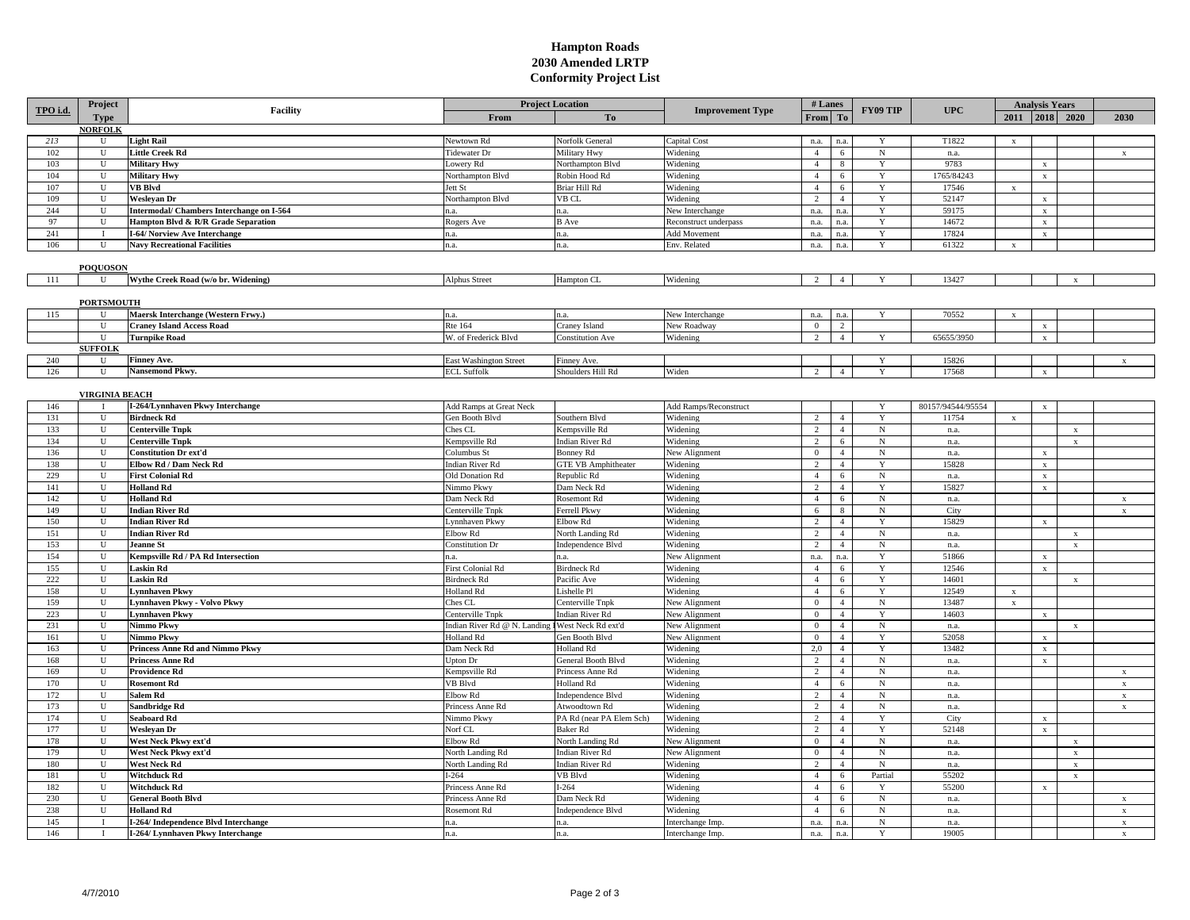# Hampton Roads
## 2030 Amended LRTP
## Conformity Project List

| TPO i.d. | Project Type | Facility | Project Location From | Project Location To | Improvement Type | # Lanes From | # Lanes To | FY09 TIP | UPC | Analysis Years 2011 | Analysis Years 2018 | Analysis Years 2020 | 2030 |
|---|---|---|---|---|---|---|---|---|---|---|---|---|---|
| | **NORFOLK** | | | | | | | | | | | | |
| 213 | U | **Light Rail** | Newtown Rd | Norfolk General | Capital Cost | n.a. | n.a. | Y | T1822 | x | | | |
| 102 | U | **Little Creek Rd** | Tidewater Dr | Military Hwy | Widening | 4 | 6 | N | n.a. | | | | x |
| 103 | U | **Military Hwy** | Lowery Rd | Northampton Blvd | Widening | 4 | 8 | Y | 9783 | | x | | |
| 104 | U | **Military Hwy** | Northampton Blvd | Robin Hood Rd | Widening | 4 | 6 | Y | 1765/84243 | | x | | |
| 107 | U | **VB Blvd** | Jett St | Briar Hill Rd | Widening | 4 | 6 | Y | 17546 | x | | | |
| 109 | U | **Wesleyan Dr** | Northampton Blvd | VB CL | Widening | 2 | 4 | Y | 52147 | | x | | |
| 244 | U | **Intermodal/ Chambers Interchange on I-564** | n.a. | n.a. | New Interchange | n.a. | n.a. | Y | 59175 | | x | | |
| 97 | U | **Hampton Blvd & R/R Grade Separation** | Rogers Ave | B Ave | Reconstruct underpass | n.a. | n.a. | Y | 14672 | | x | | |
| 241 | I | **I-64/ Norview Ave Interchange** | n.a. | n.a. | Add Movement | n.a. | n.a. | Y | 17824 | | x | | |
| 106 | U | **Navy Recreational Facilities** | n.a. | n.a. | Env. Related | n.a. | n.a. | Y | 61322 | x | | | |
| | **POQUOSON** | | | | | | | | | | | | |
| 111 | U | **Wythe Creek Road (w/o br. Widening)** | Alphus Street | Hampton CL | Widening | 2 | 4 | Y | 13427 | | | x | |
| | **PORTSMOUTH** | | | | | | | | | | | | |
| 115 | U | **Maersk Interchange (Western Frwy.)** | n.a. | n.a. | New Interchange | n.a. | n.a. | Y | 70552 | x | | | |
| | U | **Craney Island Access Road** | Rte 164 | Craney Island | New Roadway | 0 | 2 | | | | x | | |
| | U | **Turnpike Road** | W. of Frederick Blvd | Constitution Ave | Widening | 2 | 4 | Y | 65655/3950 | | x | | |
| | **SUFFOLK** | | | | | | | | | | | | |
| 240 | U | **Finney Ave.** | East Washington Street | Finney Ave. | | | | Y | 15826 | | | | x |
| 126 | U | **Nansemond Pkwy.** | ECL Suffolk | Shoulders Hill Rd | Widen | 2 | 4 | Y | 17568 | | x | | |
| | **VIRGINIA BEACH** | | | | | | | | | | | | |
| 146 | I | **I-264/Lynnhaven Pkwy Interchange** | Add Ramps at Great Neck | | Add Ramps/Reconstruct | | | Y | 80157/94544/95554 | | x | | |
| 131 | U | **Birdneck Rd** | Gen Booth Blvd | Southern Blvd | Widening | 2 | 4 | Y | 11754 | x | | | |
| 133 | U | **Centerville Tnpk** | Ches CL | Kempsville Rd | Widening | 2 | 4 | N | n.a. | | | x | |
| 134 | U | **Centerville Tnpk** | Kempsville Rd | Indian River Rd | Widening | 2 | 6 | N | n.a. | | | x | |
| 136 | U | **Constitution Dr ext'd** | Columbus St | Bonney Rd | New Alignment | 0 | 4 | N | n.a. | | x | | |
| 138 | U | **Elbow Rd / Dam Neck Rd** | Indian River Rd | GTE VB Amphitheater | Widening | 2 | 4 | Y | 15828 | | x | | |
| 229 | U | **First Colonial Rd** | Old Donation Rd | Republic Rd | Widening | 4 | 6 | N | n.a. | | x | | |
| 141 | U | **Holland Rd** | Nimmo Pkwy | Dam Neck Rd | Widening | 2 | 4 | Y | 15827 | | x | | |
| 142 | U | **Holland Rd** | Dam Neck Rd | Rosemont Rd | Widening | 4 | 6 | N | n.a. | | | | x |
| 149 | U | **Indian River Rd** | Centerville Tnpk | Ferrell Pkwy | Widening | 6 | 8 | N | City | | | | x |
| 150 | U | **Indian River Rd** | Lynnhaven Pkwy | Elbow Rd | Widening | 2 | 4 | Y | 15829 | | x | | |
| 151 | U | **Indian River Rd** | Elbow Rd | North Landing Rd | Widening | 2 | 4 | N | n.a. | | | x | |
| 153 | U | **Jeanne St** | Constitution Dr | Independence Blvd | Widening | 2 | 4 | N | n.a. | | | x | |
| 154 | U | **Kempsville Rd / PA Rd Intersection** | n.a. | n.a. | New Alignment | n.a. | n.a. | Y | 51866 | | x | | |
| 155 | U | **Laskin Rd** | First Colonial Rd | Birdneck Rd | Widening | 4 | 6 | Y | 12546 | | x | | |
| 222 | U | **Laskin Rd** | Birdneck Rd | Pacific Ave | Widening | 4 | 6 | Y | 14601 | | | x | |
| 158 | U | **Lynnhaven Pkwy** | Holland Rd | Lishelle Pl | Widening | 4 | 6 | Y | 12549 | x | | | |
| 159 | U | **Lynnhaven Pkwy - Volvo Pkwy** | Ches CL | Centerville Tnpk | New Alignment | 0 | 4 | N | 13487 | x | | | |
| 223 | U | **Lynnhaven Pkwy** | Centerville Tnpk | Indian River Rd | New Alignment | 0 | 4 | Y | 14603 | | x | | |
| 231 | U | **Nimmo Pkwy** | Indian River Rd @ N. Landing | West Neck Rd ext'd | New Alignment | 0 | 4 | N | n.a. | | | x | |
| 161 | U | **Nimmo Pkwy** | Holland Rd | Gen Booth Blvd | New Alignment | 0 | 4 | Y | 52058 | | x | | |
| 163 | U | **Princess Anne Rd and Nimmo Pkwy** | Dam Neck Rd | Holland Rd | Widening | 2,0 | 4 | Y | 13482 | | x | | |
| 168 | U | **Princess Anne Rd** | Upton Dr | General Booth Blvd | Widening | 2 | 4 | N | n.a. | | x | | |
| 169 | U | **Providence Rd** | Kempsville Rd | Princess Anne Rd | Widening | 2 | 4 | N | n.a. | | | | x |
| 170 | U | **Rosemont Rd** | VB Blvd | Holland Rd | Widening | 4 | 6 | N | n.a. | | | | x |
| 172 | U | **Salem Rd** | Elbow Rd | Independence Blvd | Widening | 2 | 4 | N | n.a. | | | | x |
| 173 | U | **Sandbridge Rd** | Princess Anne Rd | Atwoodtown Rd | Widening | 2 | 4 | N | n.a. | | | | x |
| 174 | U | **Seaboard Rd** | Nimmo Pkwy | PA Rd (near PA Elem Sch) | Widening | 2 | 4 | Y | City | | x | | |
| 177 | U | **Wesleyan Dr** | Norf CL | Baker Rd | Widening | 2 | 4 | Y | 52148 | | x | | |
| 178 | U | **West Neck Pkwy ext'd** | Elbow Rd | North Landing Rd | New Alignment | 0 | 4 | N | n.a. | | | x | |
| 179 | U | **West Neck Pkwy ext'd** | North Landing Rd | Indian River Rd | New Alignment | 0 | 4 | N | n.a. | | | x | |
| 180 | U | **West Neck Rd** | North Landing Rd | Indian River Rd | Widening | 2 | 4 | N | n.a. | | | x | |
| 181 | U | **Witchduck Rd** | I-264 | VB Blvd | Widening | 4 | 6 | Partial | 55202 | | | x | |
| 182 | U | **Witchduck Rd** | Princess Anne Rd | I-264 | Widening | 4 | 6 | Y | 55200 | | x | | |
| 230 | U | **General Booth Blvd** | Princess Anne Rd | Dam Neck Rd | Widening | 4 | 6 | N | n.a. | | | | x |
| 238 | U | **Holland Rd** | Rosemont Rd | Independence Blvd | Widening | 4 | 6 | N | n.a. | | | | x |
| 145 | I | **I-264/ Independence Blvd Interchange** | n.a. | n.a. | Interchange Imp. | n.a. | n.a. | N | n.a. | | | | x |
| 146 | I | **I-264/ Lynnhaven Pkwy Interchange** | n.a. | n.a. | Interchange Imp. | n.a. | n.a. | Y | 19005 | | | | x |

4/7/2010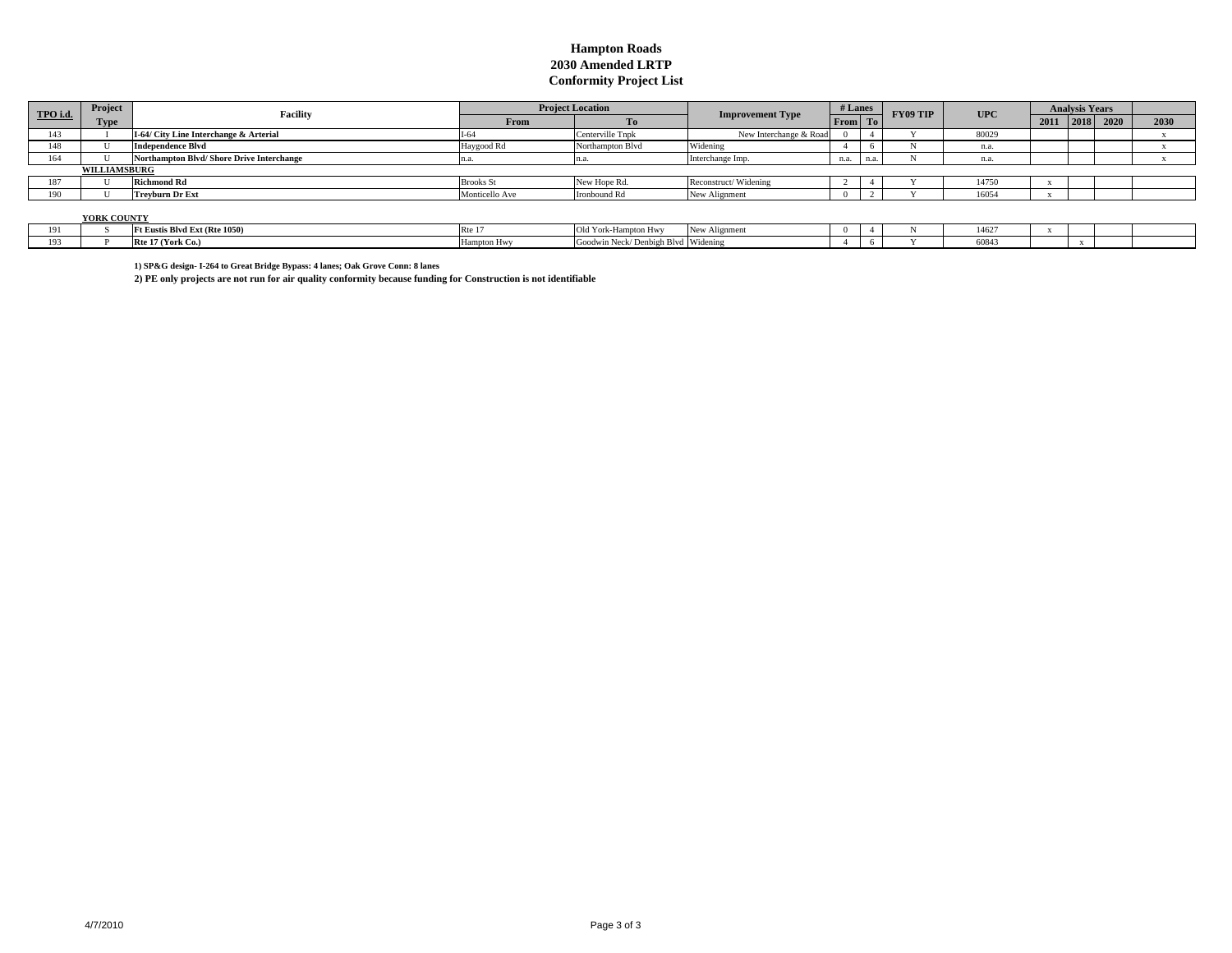# Hampton Roads
## 2030 Amended LRTP
## Conformity Project List

| TPO i.d. | Project Type | Facility | Project Location | | Improvement Type | # Lanes | | FY09 TIP | UPC | Analysis Years | | | |
|---|---|---|---|---|---|---|---|---|---|---|---|---|---|
| | | | From | To | | From | To | | | 2011 | 2018 | 2020 | 2030 |
| 143 | I | **I-64/ City Line Interchange & Arterial** | I-64 | Centerville Tnpk | New Interchange & Road | 0 | 4 | Y | 80029 | | | | x |
| 148 | U | **Independence Blvd** | Haygood Rd | Northampton Blvd | Widening | 4 | 6 | N | n.a. | | | | x |
| 164 | U | **Northampton Blvd/ Shore Drive Interchange** | n.a. | n.a. | Interchange Imp. | n.a. | n.a. | N | n.a. | | | | x |
| | **WILLIAMSBURG** | | | | | | | | | | | | |
| 187 | U | **Richmond Rd** | Brooks St | New Hope Rd. | Reconstruct/ Widening | 2 | 4 | Y | 14750 | x | | | |
| 190 | U | **Treyburn Dr Ext** | Monticello Ave | Ironbound Rd | New Alignment | 0 | 2 | Y | 16054 | x | | | |
| | **YORK COUNTY** | | | | | | | | | | | | |
| 191 | S | **Ft Eustis Blvd Ext (Rte 1050)** | Rte 17 | Old York-Hampton Hwy | New Alignment | 0 | 4 | N | 14627 | x | | | |
| 193 | P | **Rte 17 (York Co.)** | Hampton Hwy | Goodwin Neck/ Denbigh Blvd | Widening | 4 | 6 | Y | 60843 | | x | | |

**1) SP&G design- I-264 to Great Bridge Bypass: 4 lanes; Oak Grove Conn: 8 lanes**

**2) PE only projects are not run for air quality conformity because funding for Construction is not identifiable**

4/7/2010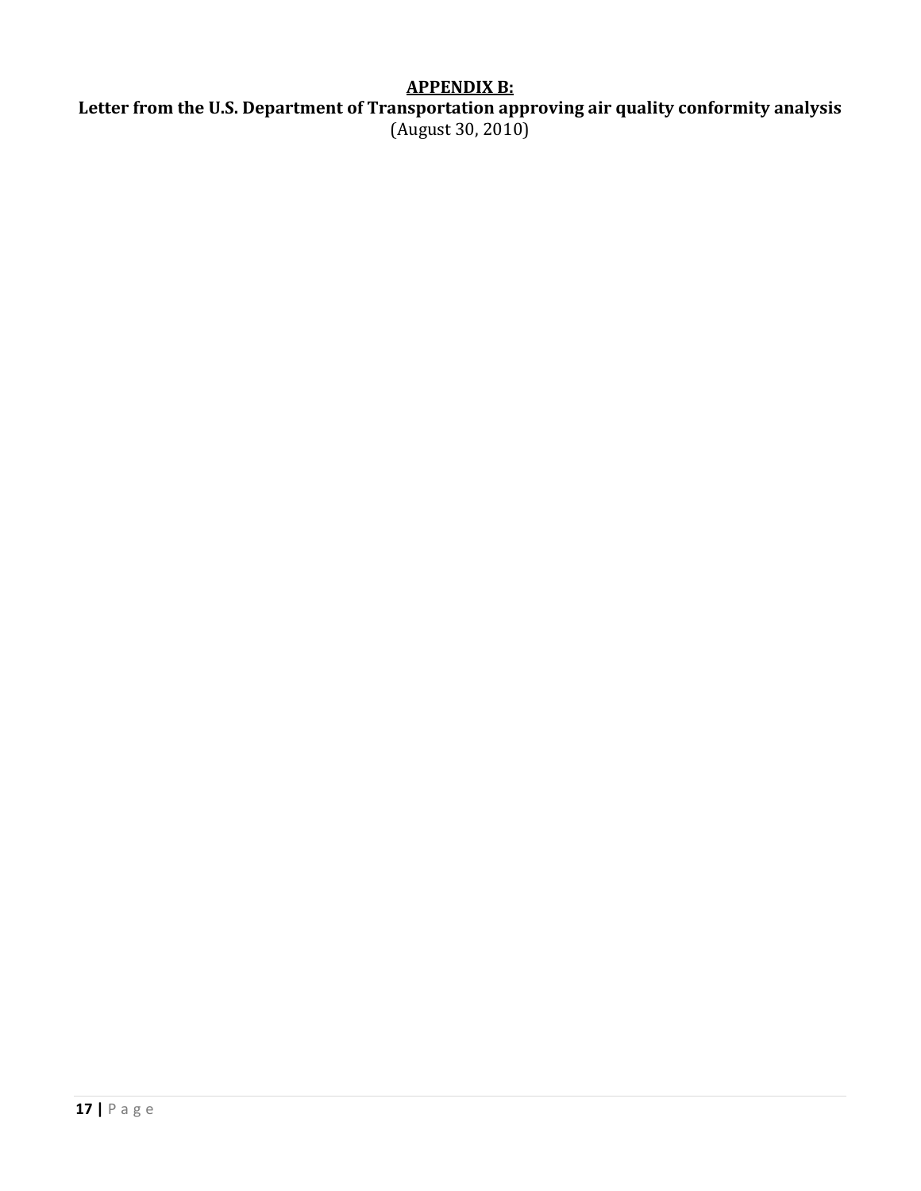# APPENDIX B:

**Letter from the U.S. Department of Transportation approving air quality conformity analysis**

(August 30, 2010)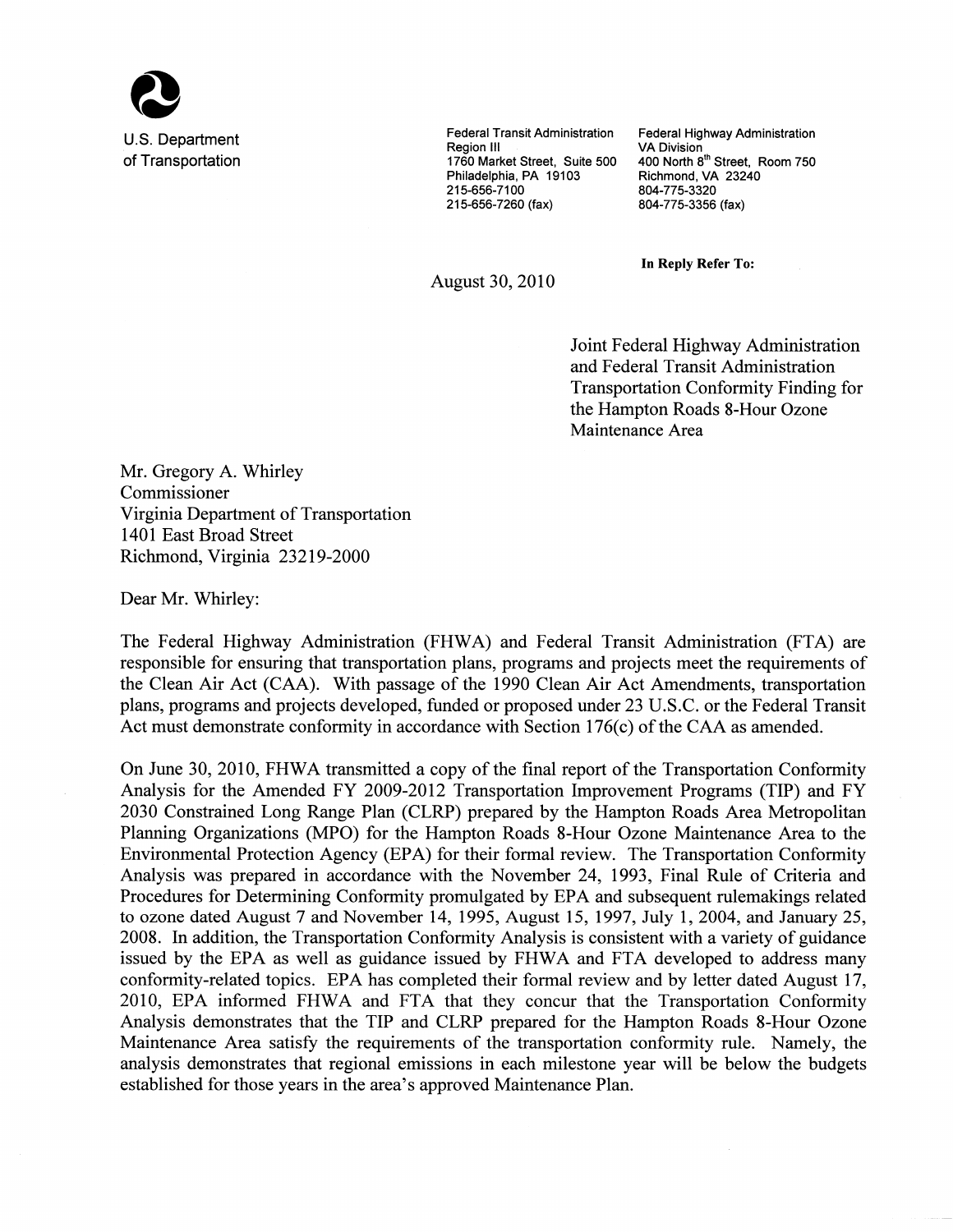U.S. Department
of Transportation

Federal Transit Administration
Region III
1760 Market Street, Suite 500
Philadelphia, PA 19103
215-656-7100
215-656-7260 (fax)

Federal Highway Administration
VA Division
400 North 8th Street, Room 750
Richmond, VA 23240
804-775-3320
804-775-3356 (fax)

**In Reply Refer To:**

August 30, 2010

Joint Federal Highway Administration and Federal Transit Administration Transportation Conformity Finding for the Hampton Roads 8-Hour Ozone Maintenance Area

Mr. Gregory A. Whirley
Commissioner
Virginia Department of Transportation
1401 East Broad Street
Richmond, Virginia 23219-2000

Dear Mr. Whirley:

The Federal Highway Administration (FHWA) and Federal Transit Administration (FTA) are responsible for ensuring that transportation plans, programs and projects meet the requirements of the Clean Air Act (CAA). With passage of the 1990 Clean Air Act Amendments, transportation plans, programs and projects developed, funded or proposed under 23 U.S.C. or the Federal Transit Act must demonstrate conformity in accordance with Section 176(c) of the CAA as amended.

On June 30, 2010, FHWA transmitted a copy of the final report of the Transportation Conformity Analysis for the Amended FY 2009-2012 Transportation Improvement Programs (TIP) and FY 2030 Constrained Long Range Plan (CLRP) prepared by the Hampton Roads Area Metropolitan Planning Organizations (MPO) for the Hampton Roads 8-Hour Ozone Maintenance Area to the Environmental Protection Agency (EPA) for their formal review. The Transportation Conformity Analysis was prepared in accordance with the November 24, 1993, Final Rule of Criteria and Procedures for Determining Conformity promulgated by EPA and subsequent rulemakings related to ozone dated August 7 and November 14, 1995, August 15, 1997, July 1, 2004, and January 25, 2008. In addition, the Transportation Conformity Analysis is consistent with a variety of guidance issued by the EPA as well as guidance issued by FHWA and FTA developed to address many conformity-related topics. EPA has completed their formal review and by letter dated August 17, 2010, EPA informed FHWA and FTA that they concur that the Transportation Conformity Analysis demonstrates that the TIP and CLRP prepared for the Hampton Roads 8-Hour Ozone Maintenance Area satisfy the requirements of the transportation conformity rule. Namely, the analysis demonstrates that regional emissions in each milestone year will be below the budgets established for those years in the area's approved Maintenance Plan.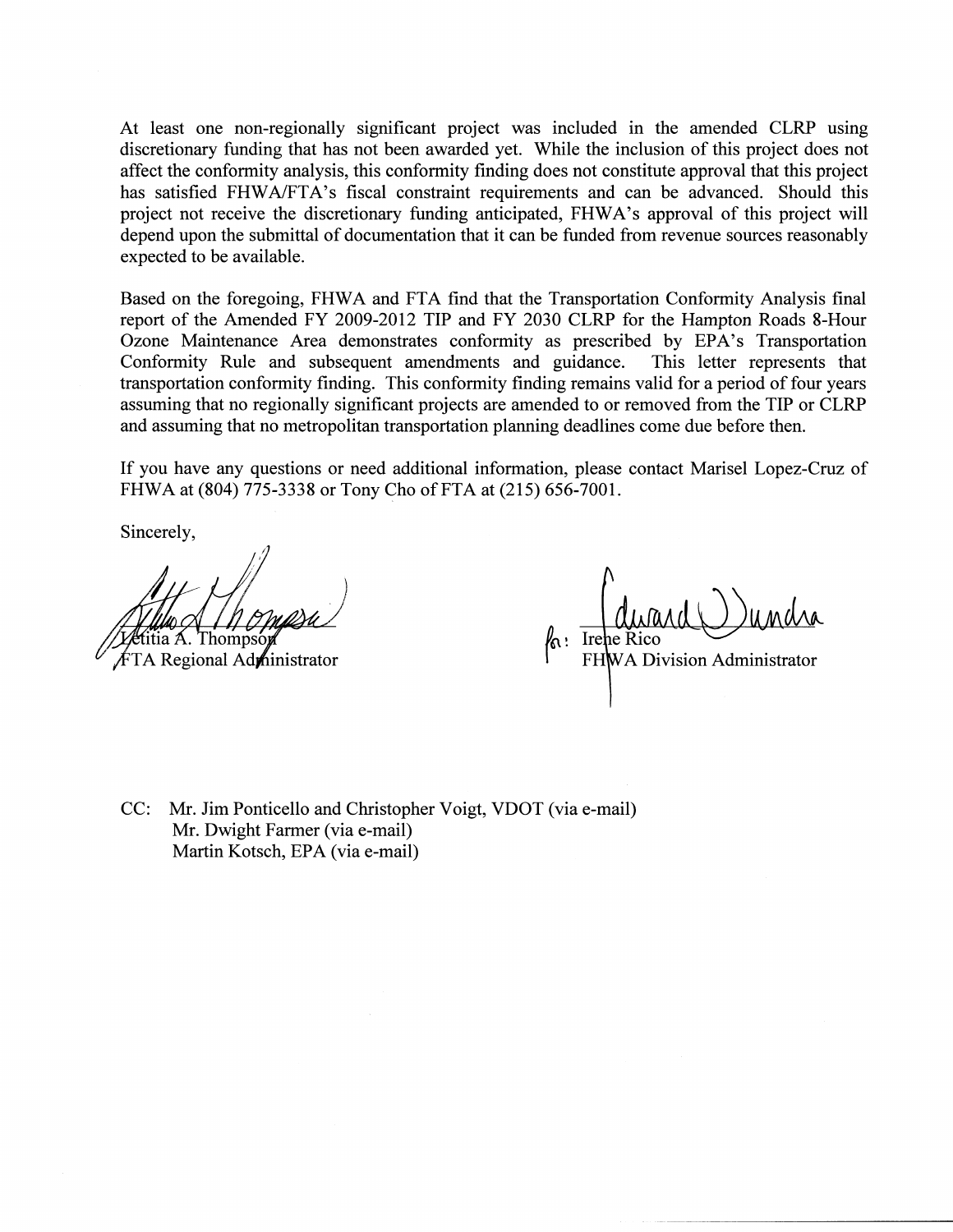At least one non-regionally significant project was included in the amended CLRP using discretionary funding that has not been awarded yet. While the inclusion of this project does not affect the conformity analysis, this conformity finding does not constitute approval that this project has satisfied FHWA/FTA's fiscal constraint requirements and can be advanced. Should this project not receive the discretionary funding anticipated, FHWA's approval of this project will depend upon the submittal of documentation that it can be funded from revenue sources reasonably expected to be available.

Based on the foregoing, FHWA and FTA find that the Transportation Conformity Analysis final report of the Amended FY 2009-2012 TIP and FY 2030 CLRP for the Hampton Roads 8-Hour Ozone Maintenance Area demonstrates conformity as prescribed by EPA's Transportation Conformity Rule and subsequent amendments and guidance. This letter represents that transportation conformity finding. This conformity finding remains valid for a period of four years assuming that no regionally significant projects are amended to or removed from the TIP or CLRP and assuming that no metropolitan transportation planning deadlines come due before then.

If you have any questions or need additional information, please contact Marisel Lopez-Cruz of FHWA at (804) 775-3338 or Tony Cho of FTA at (215) 656-7001.

Sincerely,

Letitia A. Thompson
FTA Regional Administrator

for: Irene Rico
FHWA Division Administrator

CC: Mr. Jim Ponticello and Christopher Voigt, VDOT (via e-mail)
Mr. Dwight Farmer (via e-mail)
Martin Kotsch, EPA (via e-mail)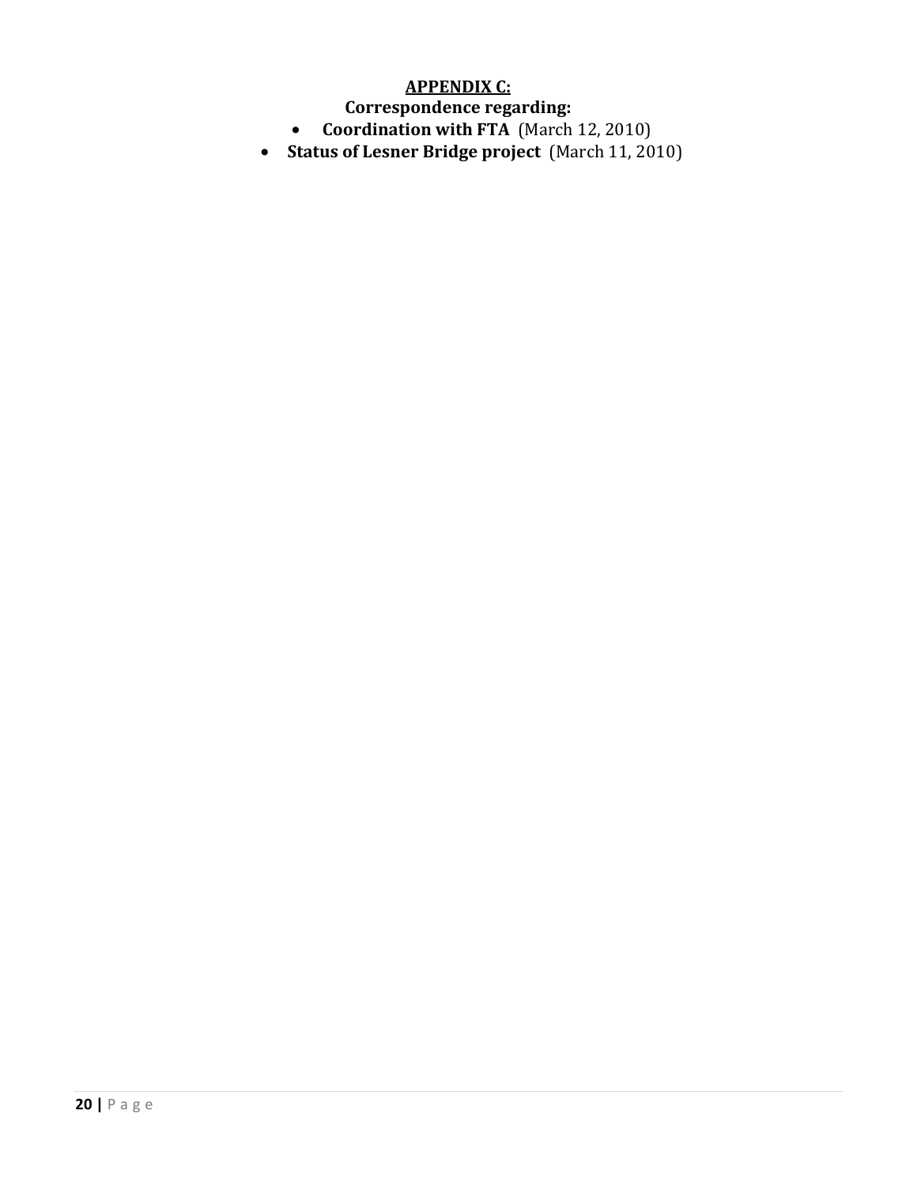## APPENDIX C:

**Correspondence regarding:**

- **Coordination with FTA** (March 12, 2010)
- **Status of Lesner Bridge project** (March 11, 2010)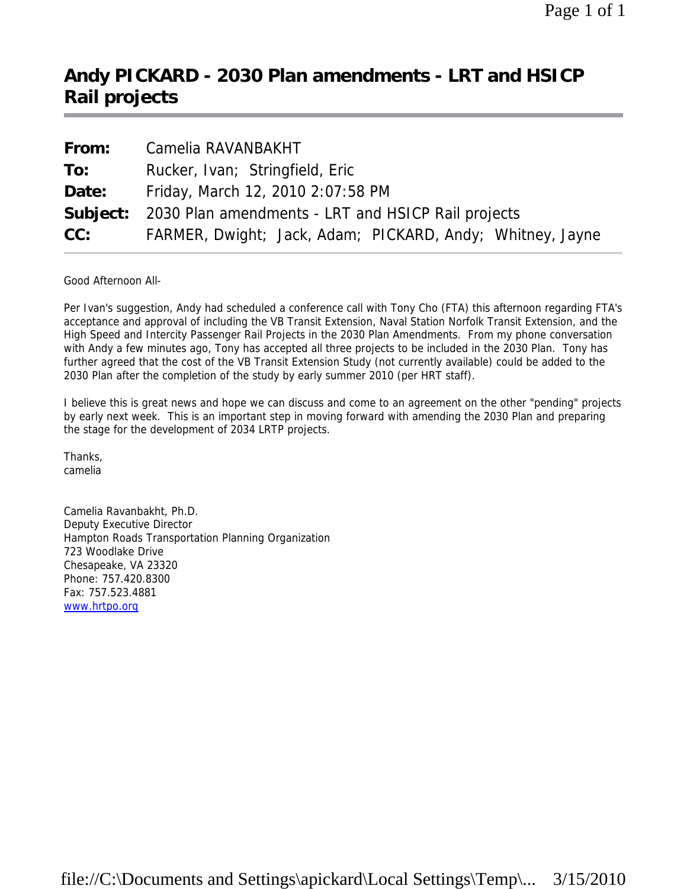# Andy PICKARD - 2030 Plan amendments - LRT and HSICP Rail projects

| | |
|---|---|
| **From:** | Camelia RAVANBAKHT |
| **To:** | Rucker, Ivan; Stringfield, Eric |
| **Date:** | Friday, March 12, 2010 2:07:58 PM |
| **Subject:** | 2030 Plan amendments - LRT and HSICP Rail projects |
| **CC:** | FARMER, Dwight; Jack, Adam; PICKARD, Andy; Whitney, Jayne |

Good Afternoon All-

Per Ivan's suggestion, Andy had scheduled a conference call with Tony Cho (FTA) this afternoon regarding FTA's acceptance and approval of including the VB Transit Extension, Naval Station Norfolk Transit Extension, and the High Speed and Intercity Passenger Rail Projects in the 2030 Plan Amendments. From my phone conversation with Andy a few minutes ago, Tony has accepted all three projects to be included in the 2030 Plan. Tony has further agreed that the cost of the VB Transit Extension Study (not currently available) could be added to the 2030 Plan after the completion of the study by early summer 2010 (per HRT staff).

I believe this is great news and hope we can discuss and come to an agreement on the other "pending" projects by early next week. This is an important step in moving forward with amending the 2030 Plan and preparing the stage for the development of 2034 LRTP projects.

Thanks,
camelia

Camelia Ravanbakht, Ph.D.
Deputy Executive Director
Hampton Roads Transportation Planning Organization
723 Woodlake Drive
Chesapeake, VA 23320
Phone: 757.420.8300
Fax: 757.523.4881
www.hrtpo.org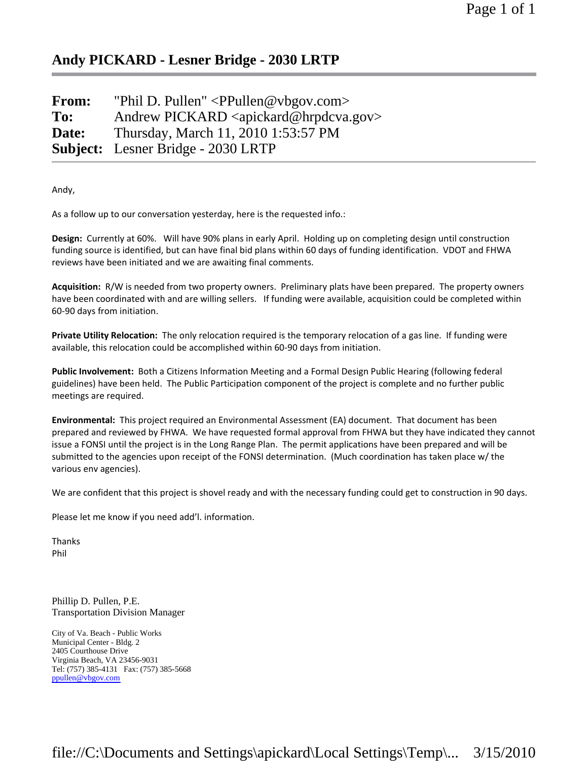# Andy PICKARD - Lesner Bridge - 2030 LRTP

**From:** "Phil D. Pullen" <PPullen@vbgov.com>
**To:** Andrew PICKARD <apickard@hrpdcva.gov>
**Date:** Thursday, March 11, 2010 1:53:57 PM
**Subject:** Lesner Bridge - 2030 LRTP

---

Andy,

As a follow up to our conversation yesterday, here is the requested info.:

**Design:** Currently at 60%. Will have 90% plans in early April. Holding up on completing design until construction funding source is identified, but can have final bid plans within 60 days of funding identification. VDOT and FHWA reviews have been initiated and we are awaiting final comments.

**Acquisition:** R/W is needed from two property owners. Preliminary plats have been prepared. The property owners have been coordinated with and are willing sellers. If funding were available, acquisition could be completed within 60-90 days from initiation.

**Private Utility Relocation:** The only relocation required is the temporary relocation of a gas line. If funding were available, this relocation could be accomplished within 60-90 days from initiation.

**Public Involvement:** Both a Citizens Information Meeting and a Formal Design Public Hearing (following federal guidelines) have been held. The Public Participation component of the project is complete and no further public meetings are required.

**Environmental:** This project required an Environmental Assessment (EA) document. That document has been prepared and reviewed by FHWA. We have requested formal approval from FHWA but they have indicated they cannot issue a FONSI until the project is in the Long Range Plan. The permit applications have been prepared and will be submitted to the agencies upon receipt of the FONSI determination. (Much coordination has taken place w/ the various env agencies).

We are confident that this project is shovel ready and with the necessary funding could get to construction in 90 days.

Please let me know if you need add'l. information.

Thanks
Phil

Phillip D. Pullen, P.E.
Transportation Division Manager

City of Va. Beach - Public Works
Municipal Center - Bldg. 2
2405 Courthouse Drive
Virginia Beach, VA 23456-9031
Tel: (757) 385-4131 Fax: (757) 385-5668
ppullen@vbgov.com

file://C:\Documents and Settings\apickard\Local Settings\Temp\... 3/15/2010